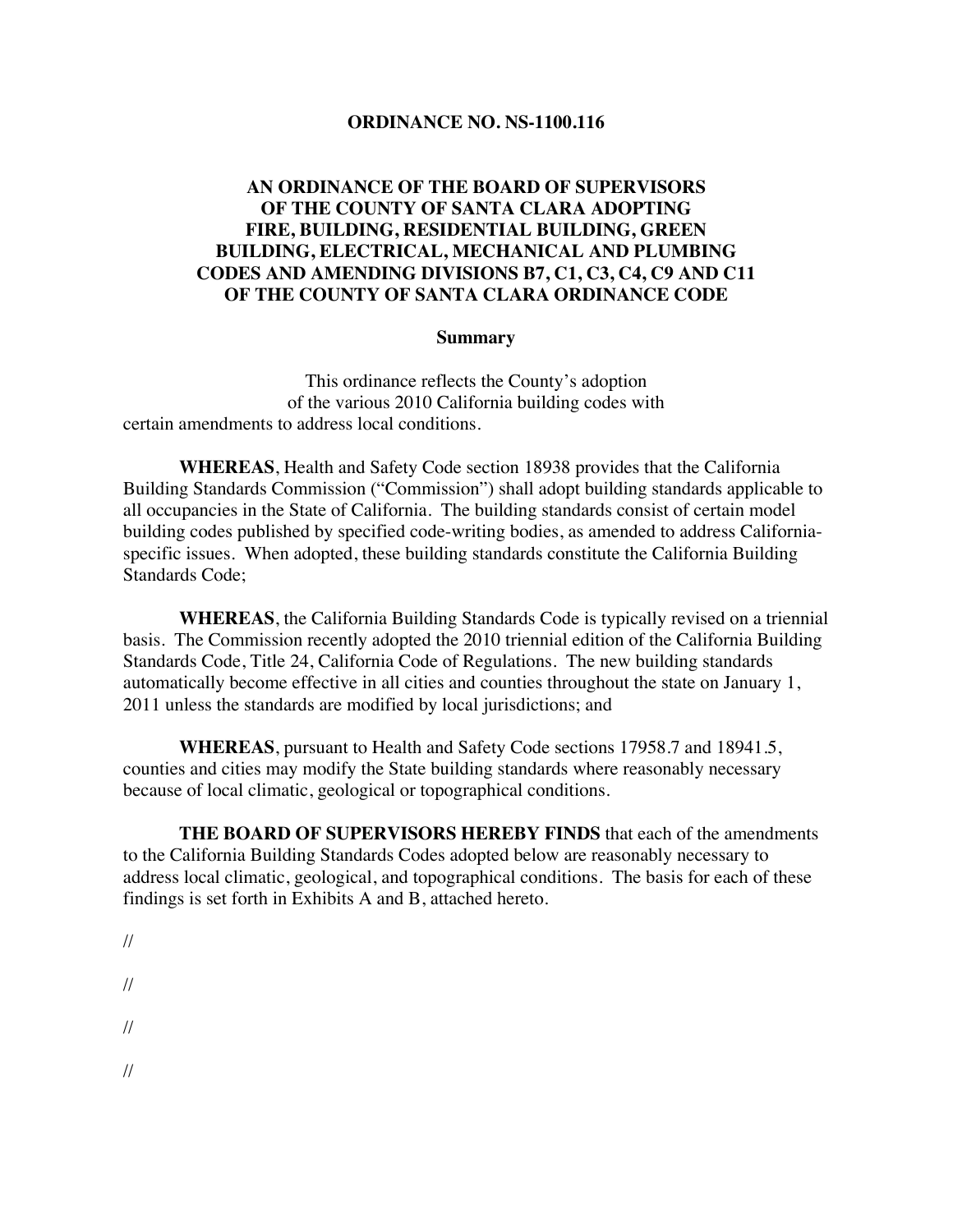# ORDINANCE NO. NS-1100.116

## AN ORDINANCE OF THE BOARD OF SUPERVISORS OF THE COUNTY OF SANTA CLARA ADOPTING FIRE, BUILDING, RESIDENTIAL BUILDING, GREEN BUILDING, ELECTRICAL, MECHANICAL AND PLUMBING CODES AND AMENDING DIVISIONS B7, C1, C3, C4, C9 AND C11 OF THE COUNTY OF SANTA CLARA ORDINANCE CODE

### Summary

This ordinance reflects the County's adoption of the various 2010 California building codes with certain amendments to address local conditions.

**WHEREAS**, Health and Safety Code section 18938 provides that the California Building Standards Commission ("Commission") shall adopt building standards applicable to all occupancies in the State of California. The building standards consist of certain model building codes published by specified code-writing bodies, as amended to address California-specific issues. When adopted, these building standards constitute the California Building Standards Code;

**WHEREAS**, the California Building Standards Code is typically revised on a triennial basis. The Commission recently adopted the 2010 triennial edition of the California Building Standards Code, Title 24, California Code of Regulations. The new building standards automatically become effective in all cities and counties throughout the state on January 1, 2011 unless the standards are modified by local jurisdictions; and

**WHEREAS**, pursuant to Health and Safety Code sections 17958.7 and 18941.5, counties and cities may modify the State building standards where reasonably necessary because of local climatic, geological or topographical conditions.

**THE BOARD OF SUPERVISORS HEREBY FINDS** that each of the amendments to the California Building Standards Codes adopted below are reasonably necessary to address local climatic, geological, and topographical conditions. The basis for each of these findings is set forth in Exhibits A and B, attached hereto.

//

//

//

//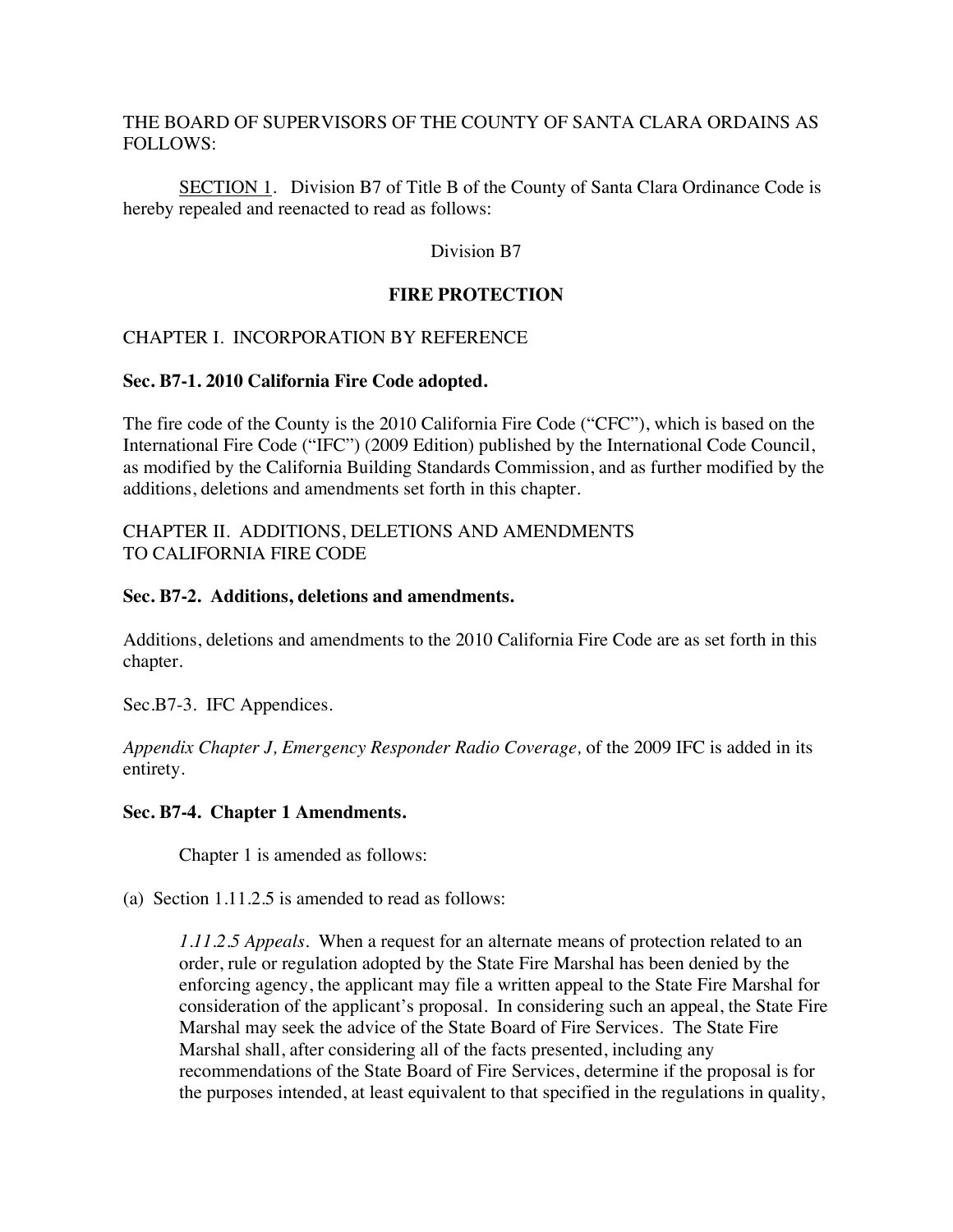THE BOARD OF SUPERVISORS OF THE COUNTY OF SANTA CLARA ORDAINS AS FOLLOWS:

SECTION 1. Division B7 of Title B of the County of Santa Clara Ordinance Code is hereby repealed and reenacted to read as follows:

Division B7

**FIRE PROTECTION**

CHAPTER I. INCORPORATION BY REFERENCE

**Sec. B7-1. 2010 California Fire Code adopted.**

The fire code of the County is the 2010 California Fire Code ("CFC"), which is based on the International Fire Code ("IFC") (2009 Edition) published by the International Code Council, as modified by the California Building Standards Commission, and as further modified by the additions, deletions and amendments set forth in this chapter.

CHAPTER II. ADDITIONS, DELETIONS AND AMENDMENTS TO CALIFORNIA FIRE CODE

**Sec. B7-2. Additions, deletions and amendments.**

Additions, deletions and amendments to the 2010 California Fire Code are as set forth in this chapter.

Sec.B7-3. IFC Appendices.

*Appendix Chapter J, Emergency Responder Radio Coverage,* of the 2009 IFC is added in its entirety.

**Sec. B7-4. Chapter 1 Amendments.**

Chapter 1 is amended as follows:

(a) Section 1.11.2.5 is amended to read as follows:

*1.11.2.5 Appeals.* When a request for an alternate means of protection related to an order, rule or regulation adopted by the State Fire Marshal has been denied by the enforcing agency, the applicant may file a written appeal to the State Fire Marshal for consideration of the applicant's proposal. In considering such an appeal, the State Fire Marshal may seek the advice of the State Board of Fire Services. The State Fire Marshal shall, after considering all of the facts presented, including any recommendations of the State Board of Fire Services, determine if the proposal is for the purposes intended, at least equivalent to that specified in the regulations in quality,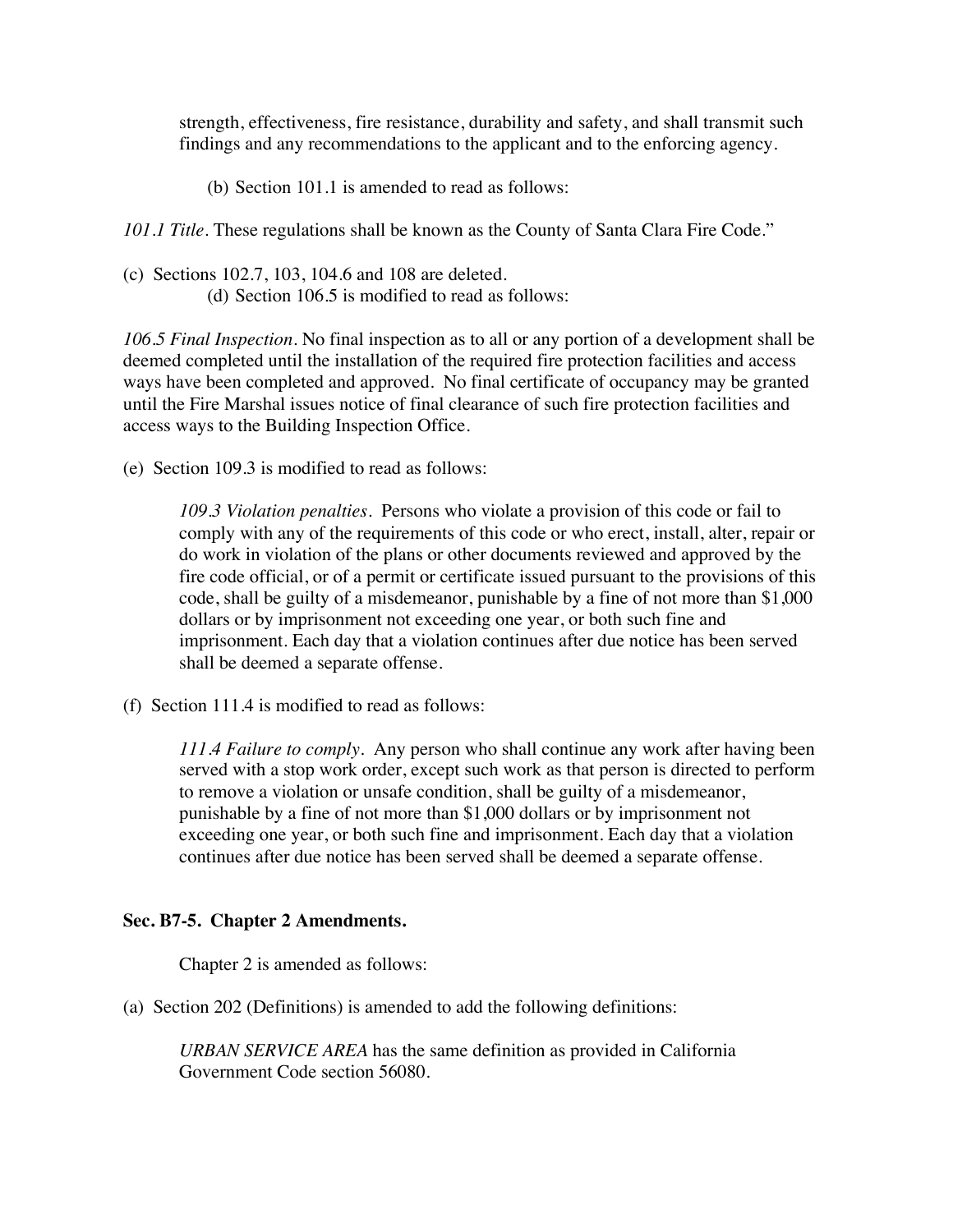strength, effectiveness, fire resistance, durability and safety, and shall transmit such findings and any recommendations to the applicant and to the enforcing agency.

(b) Section 101.1 is amended to read as follows:

*101.1 Title*. These regulations shall be known as the County of Santa Clara Fire Code."

(c) Sections 102.7, 103, 104.6 and 108 are deleted.

(d) Section 106.5 is modified to read as follows:

*106.5 Final Inspection*. No final inspection as to all or any portion of a development shall be deemed completed until the installation of the required fire protection facilities and access ways have been completed and approved. No final certificate of occupancy may be granted until the Fire Marshal issues notice of final clearance of such fire protection facilities and access ways to the Building Inspection Office.

(e) Section 109.3 is modified to read as follows:

*109.3 Violation penalties*. Persons who violate a provision of this code or fail to comply with any of the requirements of this code or who erect, install, alter, repair or do work in violation of the plans or other documents reviewed and approved by the fire code official, or of a permit or certificate issued pursuant to the provisions of this code, shall be guilty of a misdemeanor, punishable by a fine of not more than $1,000 dollars or by imprisonment not exceeding one year, or both such fine and imprisonment. Each day that a violation continues after due notice has been served shall be deemed a separate offense.

(f) Section 111.4 is modified to read as follows:

*111.4 Failure to comply*. Any person who shall continue any work after having been served with a stop work order, except such work as that person is directed to perform to remove a violation or unsafe condition, shall be guilty of a misdemeanor, punishable by a fine of not more than $1,000 dollars or by imprisonment not exceeding one year, or both such fine and imprisonment. Each day that a violation continues after due notice has been served shall be deemed a separate offense.

**Sec. B7-5. Chapter 2 Amendments.**

Chapter 2 is amended as follows:

(a) Section 202 (Definitions) is amended to add the following definitions:

*URBAN SERVICE AREA* has the same definition as provided in California Government Code section 56080.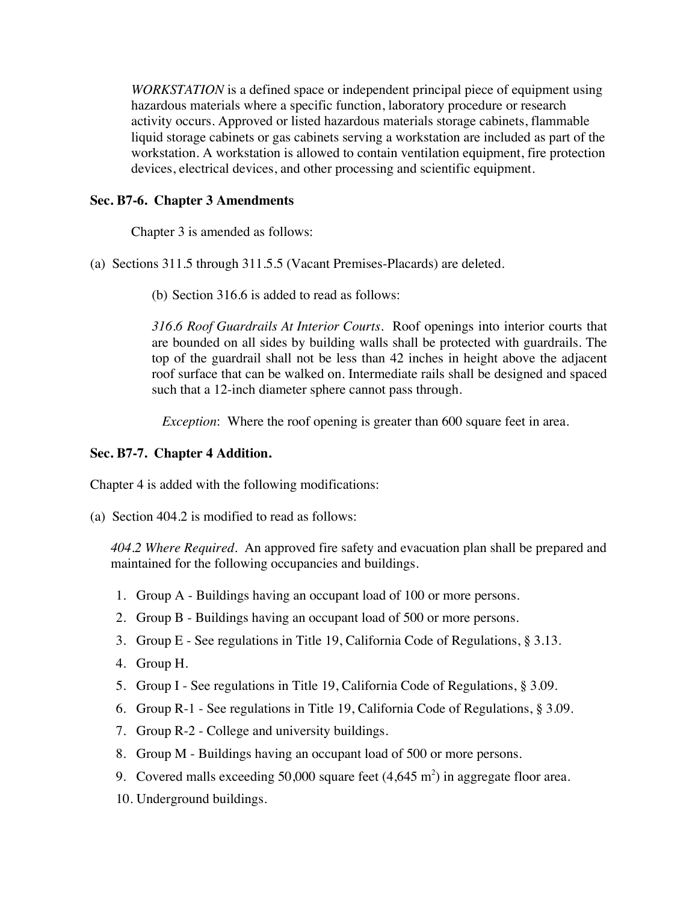*WORKSTATION* is a defined space or independent principal piece of equipment using hazardous materials where a specific function, laboratory procedure or research activity occurs. Approved or listed hazardous materials storage cabinets, flammable liquid storage cabinets or gas cabinets serving a workstation are included as part of the workstation. A workstation is allowed to contain ventilation equipment, fire protection devices, electrical devices, and other processing and scientific equipment.

**Sec. B7-6. Chapter 3 Amendments**

Chapter 3 is amended as follows:

(a) Sections 311.5 through 311.5.5 (Vacant Premises-Placards) are deleted.

(b) Section 316.6 is added to read as follows:

*316.6 Roof Guardrails At Interior Courts*. Roof openings into interior courts that are bounded on all sides by building walls shall be protected with guardrails. The top of the guardrail shall not be less than 42 inches in height above the adjacent roof surface that can be walked on. Intermediate rails shall be designed and spaced such that a 12-inch diameter sphere cannot pass through.

*Exception*: Where the roof opening is greater than 600 square feet in area.

**Sec. B7-7. Chapter 4 Addition.**

Chapter 4 is added with the following modifications:

(a) Section 404.2 is modified to read as follows:

*404.2 Where Required*. An approved fire safety and evacuation plan shall be prepared and maintained for the following occupancies and buildings.

1. Group A - Buildings having an occupant load of 100 or more persons.
2. Group B - Buildings having an occupant load of 500 or more persons.
3. Group E - See regulations in Title 19, California Code of Regulations, § 3.13.
4. Group H.
5. Group I - See regulations in Title 19, California Code of Regulations, § 3.09.
6. Group R-1 - See regulations in Title 19, California Code of Regulations, § 3.09.
7. Group R-2 - College and university buildings.
8. Group M - Buildings having an occupant load of 500 or more persons.
9. Covered malls exceeding 50,000 square feet (4,645 $m^2$) in aggregate floor area.
10. Underground buildings.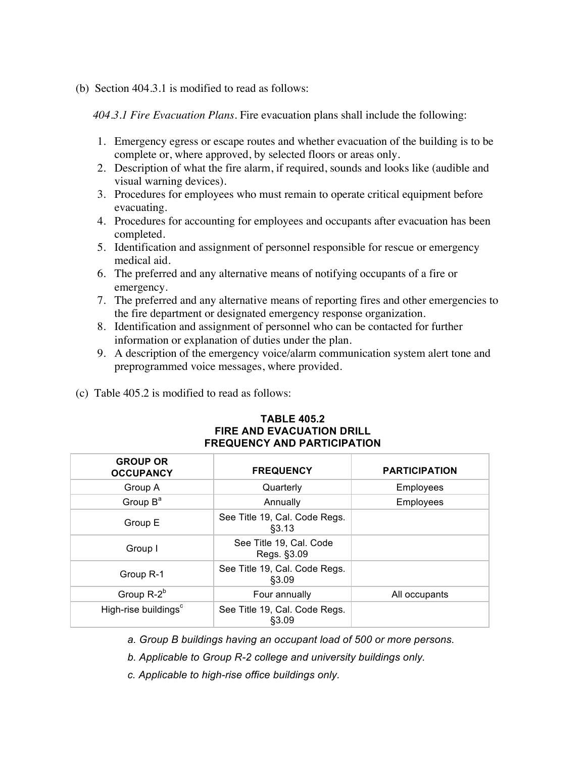(b) Section 404.3.1 is modified to read as follows:

*404.3.1 Fire Evacuation Plans*. Fire evacuation plans shall include the following:

1. Emergency egress or escape routes and whether evacuation of the building is to be complete or, where approved, by selected floors or areas only.
2. Description of what the fire alarm, if required, sounds and looks like (audible and visual warning devices).
3. Procedures for employees who must remain to operate critical equipment before evacuating.
4. Procedures for accounting for employees and occupants after evacuation has been completed.
5. Identification and assignment of personnel responsible for rescue or emergency medical aid.
6. The preferred and any alternative means of notifying occupants of a fire or emergency.
7. The preferred and any alternative means of reporting fires and other emergencies to the fire department or designated emergency response organization.
8. Identification and assignment of personnel who can be contacted for further information or explanation of duties under the plan.
9. A description of the emergency voice/alarm communication system alert tone and preprogrammed voice messages, where provided.

(c) Table 405.2 is modified to read as follows:

**TABLE 405.2**
**FIRE AND EVACUATION DRILL**
**FREQUENCY AND PARTICIPATION**

| GROUP OR OCCUPANCY | FREQUENCY | PARTICIPATION |
|---|---|---|
| Group A | Quarterly | Employees |
| Group B[a] | Annually | Employees |
| Group E | See Title 19, Cal. Code Regs. §3.13 | |
| Group I | See Title 19, Cal. Code Regs. §3.09 | |
| Group R-1 | See Title 19, Cal. Code Regs. §3.09 | |
| Group R-2[b] | Four annually | All occupants |
| High-rise buildings[c] | See Title 19, Cal. Code Regs. §3.09 | |

*a. Group B buildings having an occupant load of 500 or more persons.*

*b. Applicable to Group R-2 college and university buildings only.*

*c. Applicable to high-rise office buildings only.*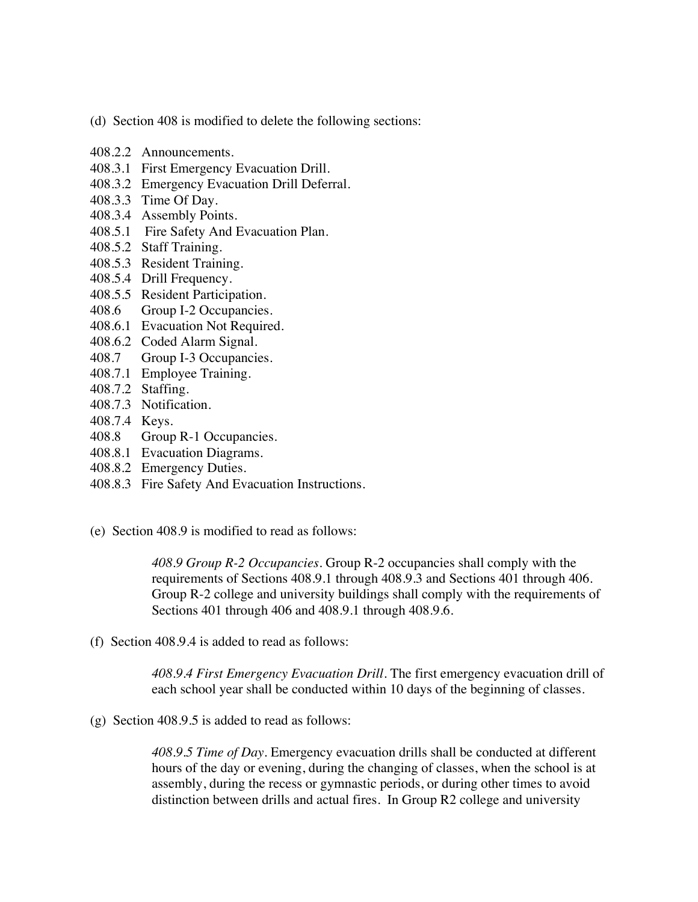(d) Section 408 is modified to delete the following sections:

408.2.2 Announcements.
408.3.1 First Emergency Evacuation Drill.
408.3.2 Emergency Evacuation Drill Deferral.
408.3.3 Time Of Day.
408.3.4 Assembly Points.
408.5.1 Fire Safety And Evacuation Plan.
408.5.2 Staff Training.
408.5.3 Resident Training.
408.5.4 Drill Frequency.
408.5.5 Resident Participation.
408.6 Group I-2 Occupancies.
408.6.1 Evacuation Not Required.
408.6.2 Coded Alarm Signal.
408.7 Group I-3 Occupancies.
408.7.1 Employee Training.
408.7.2 Staffing.
408.7.3 Notification.
408.7.4 Keys.
408.8 Group R-1 Occupancies.
408.8.1 Evacuation Diagrams.
408.8.2 Emergency Duties.
408.8.3 Fire Safety And Evacuation Instructions.

(e) Section 408.9 is modified to read as follows:

> *408.9 Group R-2 Occupancies*. Group R-2 occupancies shall comply with the requirements of Sections 408.9.1 through 408.9.3 and Sections 401 through 406. Group R-2 college and university buildings shall comply with the requirements of Sections 401 through 406 and 408.9.1 through 408.9.6.

(f) Section 408.9.4 is added to read as follows:

> *408.9.4 First Emergency Evacuation Drill*. The first emergency evacuation drill of each school year shall be conducted within 10 days of the beginning of classes.

(g) Section 408.9.5 is added to read as follows:

> *408.9.5 Time of Day*. Emergency evacuation drills shall be conducted at different hours of the day or evening, during the changing of classes, when the school is at assembly, during the recess or gymnastic periods, or during other times to avoid distinction between drills and actual fires. In Group R2 college and university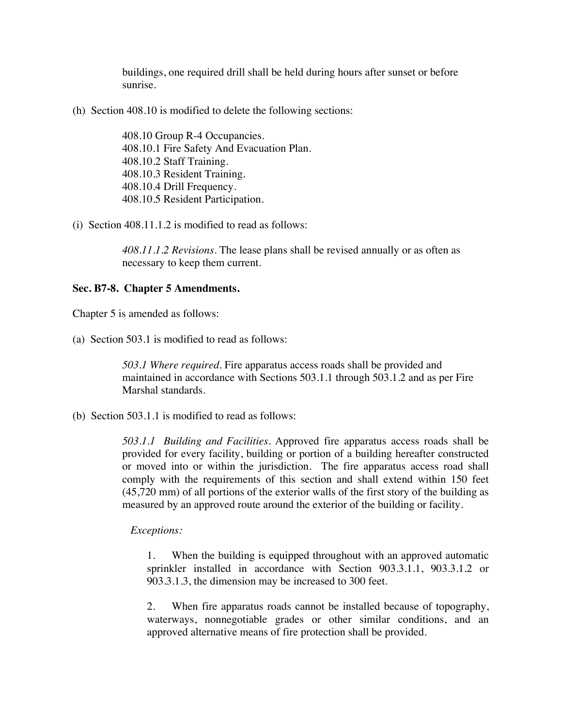buildings, one required drill shall be held during hours after sunset or before sunrise.

(h) Section 408.10 is modified to delete the following sections:

> 408.10 Group R-4 Occupancies.
> 408.10.1 Fire Safety And Evacuation Plan.
> 408.10.2 Staff Training.
> 408.10.3 Resident Training.
> 408.10.4 Drill Frequency.
> 408.10.5 Resident Participation.

(i) Section 408.11.1.2 is modified to read as follows:

> *408.11.1.2 Revisions*. The lease plans shall be revised annually or as often as necessary to keep them current.

**Sec. B7-8. Chapter 5 Amendments.**

Chapter 5 is amended as follows:

(a) Section 503.1 is modified to read as follows:

> *503.1 Where required*. Fire apparatus access roads shall be provided and maintained in accordance with Sections 503.1.1 through 503.1.2 and as per Fire Marshal standards.

(b) Section 503.1.1 is modified to read as follows:

> *503.1.1 Building and Facilities*. Approved fire apparatus access roads shall be provided for every facility, building or portion of a building hereafter constructed or moved into or within the jurisdiction. The fire apparatus access road shall comply with the requirements of this section and shall extend within 150 feet (45,720 mm) of all portions of the exterior walls of the first story of the building as measured by an approved route around the exterior of the building or facility.
>
> *Exceptions:*
>
> 1. When the building is equipped throughout with an approved automatic sprinkler installed in accordance with Section 903.3.1.1, 903.3.1.2 or 903.3.1.3, the dimension may be increased to 300 feet.
>
> 2. When fire apparatus roads cannot be installed because of topography, waterways, nonnegotiable grades or other similar conditions, and an approved alternative means of fire protection shall be provided.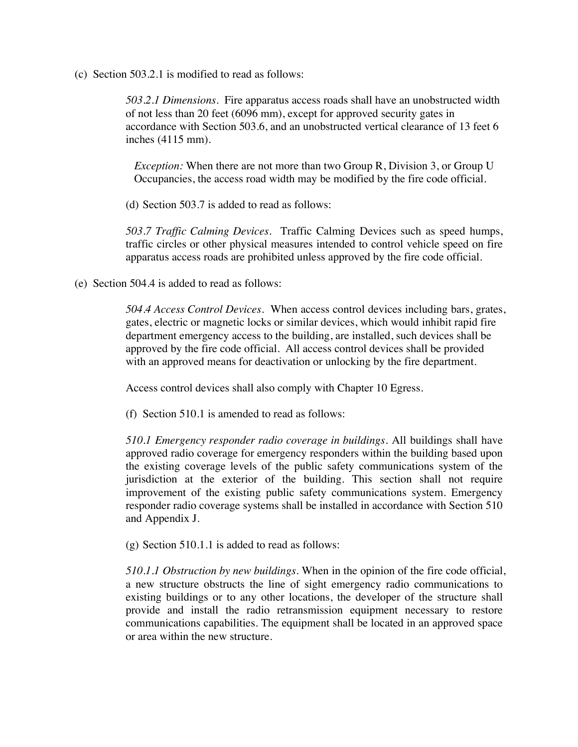(c) Section 503.2.1 is modified to read as follows:

*503.2.1 Dimensions*. Fire apparatus access roads shall have an unobstructed width of not less than 20 feet (6096 mm), except for approved security gates in accordance with Section 503.6, and an unobstructed vertical clearance of 13 feet 6 inches (4115 mm).

*Exception:* When there are not more than two Group R, Division 3, or Group U Occupancies, the access road width may be modified by the fire code official.

(d) Section 503.7 is added to read as follows:

*503.7 Traffic Calming Devices*. Traffic Calming Devices such as speed humps, traffic circles or other physical measures intended to control vehicle speed on fire apparatus access roads are prohibited unless approved by the fire code official.

(e) Section 504.4 is added to read as follows:

*504.4 Access Control Devices*. When access control devices including bars, grates, gates, electric or magnetic locks or similar devices, which would inhibit rapid fire department emergency access to the building, are installed, such devices shall be approved by the fire code official. All access control devices shall be provided with an approved means for deactivation or unlocking by the fire department.

Access control devices shall also comply with Chapter 10 Egress.

(f) Section 510.1 is amended to read as follows:

*510.1 Emergency responder radio coverage in buildings*. All buildings shall have approved radio coverage for emergency responders within the building based upon the existing coverage levels of the public safety communications system of the jurisdiction at the exterior of the building. This section shall not require improvement of the existing public safety communications system. Emergency responder radio coverage systems shall be installed in accordance with Section 510 and Appendix J.

(g) Section 510.1.1 is added to read as follows:

*510.1.1 Obstruction by new buildings*. When in the opinion of the fire code official, a new structure obstructs the line of sight emergency radio communications to existing buildings or to any other locations, the developer of the structure shall provide and install the radio retransmission equipment necessary to restore communications capabilities. The equipment shall be located in an approved space or area within the new structure.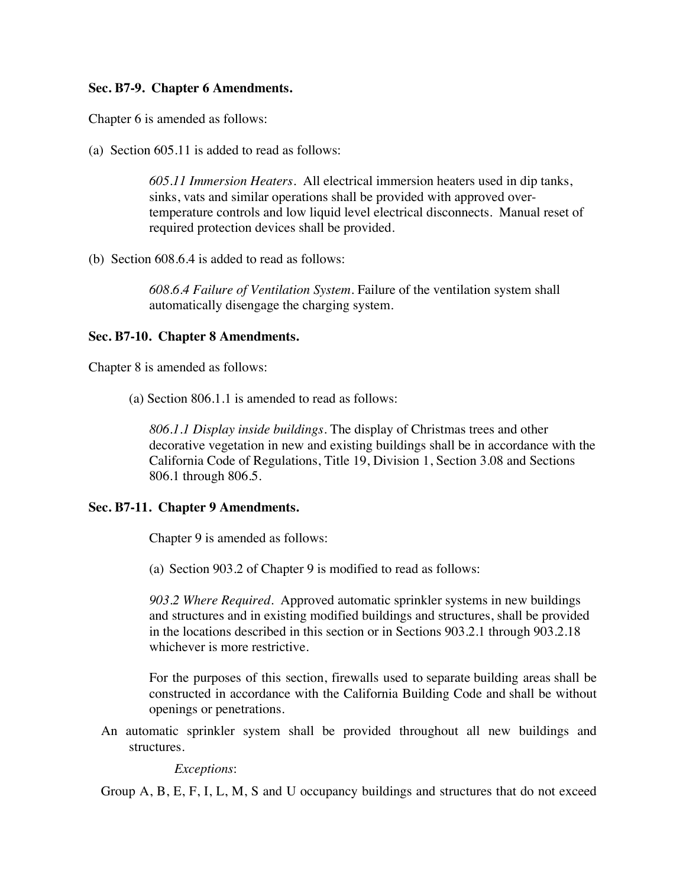**Sec. B7-9. Chapter 6 Amendments.**

Chapter 6 is amended as follows:

(a) Section 605.11 is added to read as follows:

> *605.11 Immersion Heaters*. All electrical immersion heaters used in dip tanks, sinks, vats and similar operations shall be provided with approved over-temperature controls and low liquid level electrical disconnects. Manual reset of required protection devices shall be provided.

(b) Section 608.6.4 is added to read as follows:

> *608.6.4 Failure of Ventilation System*. Failure of the ventilation system shall automatically disengage the charging system.

**Sec. B7-10. Chapter 8 Amendments.**

Chapter 8 is amended as follows:

(a) Section 806.1.1 is amended to read as follows:

> *806.1.1 Display inside buildings*. The display of Christmas trees and other decorative vegetation in new and existing buildings shall be in accordance with the California Code of Regulations, Title 19, Division 1, Section 3.08 and Sections 806.1 through 806.5.

**Sec. B7-11. Chapter 9 Amendments.**

Chapter 9 is amended as follows:

(a) Section 903.2 of Chapter 9 is modified to read as follows:

> *903.2 Where Required*. Approved automatic sprinkler systems in new buildings and structures and in existing modified buildings and structures, shall be provided in the locations described in this section or in Sections 903.2.1 through 903.2.18 whichever is more restrictive.
>
> For the purposes of this section, firewalls used to separate building areas shall be constructed in accordance with the California Building Code and shall be without openings or penetrations.

An automatic sprinkler system shall be provided throughout all new buildings and structures.

*Exceptions*:

Group A, B, E, F, I, L, M, S and U occupancy buildings and structures that do not exceed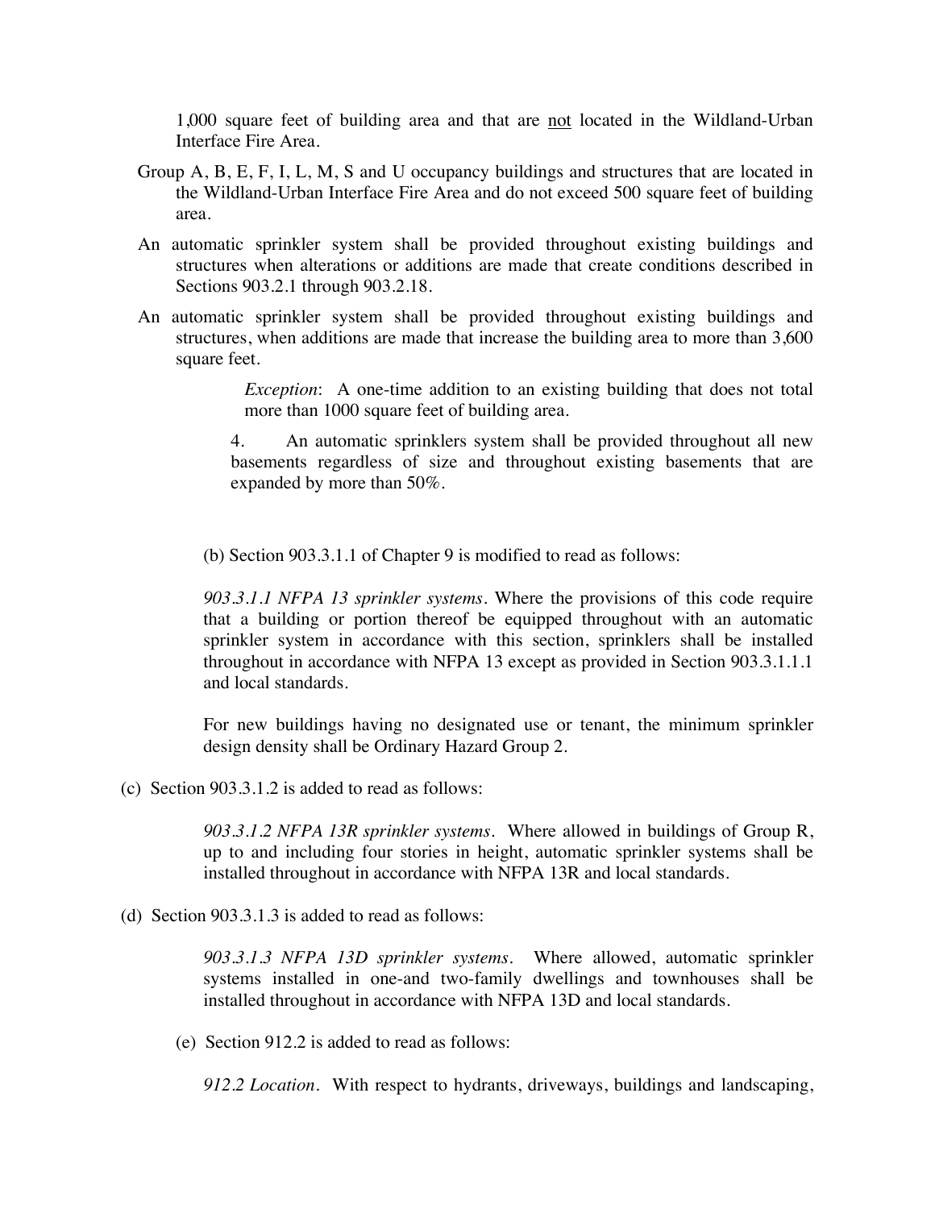1,000 square feet of building area and that are <u>not</u> located in the Wildland-Urban Interface Fire Area.

Group A, B, E, F, I, L, M, S and U occupancy buildings and structures that are located in the Wildland-Urban Interface Fire Area and do not exceed 500 square feet of building area.

An automatic sprinkler system shall be provided throughout existing buildings and structures when alterations or additions are made that create conditions described in Sections 903.2.1 through 903.2.18.

An automatic sprinkler system shall be provided throughout existing buildings and structures, when additions are made that increase the building area to more than 3,600 square feet.

> *Exception*: A one-time addition to an existing building that does not total more than 1000 square feet of building area.
>
> 4. An automatic sprinklers system shall be provided throughout all new basements regardless of size and throughout existing basements that are expanded by more than 50%.

(b) Section 903.3.1.1 of Chapter 9 is modified to read as follows:

*903.3.1.1 NFPA 13 sprinkler systems*. Where the provisions of this code require that a building or portion thereof be equipped throughout with an automatic sprinkler system in accordance with this section, sprinklers shall be installed throughout in accordance with NFPA 13 except as provided in Section 903.3.1.1.1 and local standards.

For new buildings having no designated use or tenant, the minimum sprinkler design density shall be Ordinary Hazard Group 2.

(c) Section 903.3.1.2 is added to read as follows:

*903.3.1.2 NFPA 13R sprinkler systems*. Where allowed in buildings of Group R, up to and including four stories in height, automatic sprinkler systems shall be installed throughout in accordance with NFPA 13R and local standards.

(d) Section 903.3.1.3 is added to read as follows:

*903.3.1.3 NFPA 13D sprinkler systems*. Where allowed, automatic sprinkler systems installed in one-and two-family dwellings and townhouses shall be installed throughout in accordance with NFPA 13D and local standards.

(e) Section 912.2 is added to read as follows:

*912.2 Location*. With respect to hydrants, driveways, buildings and landscaping,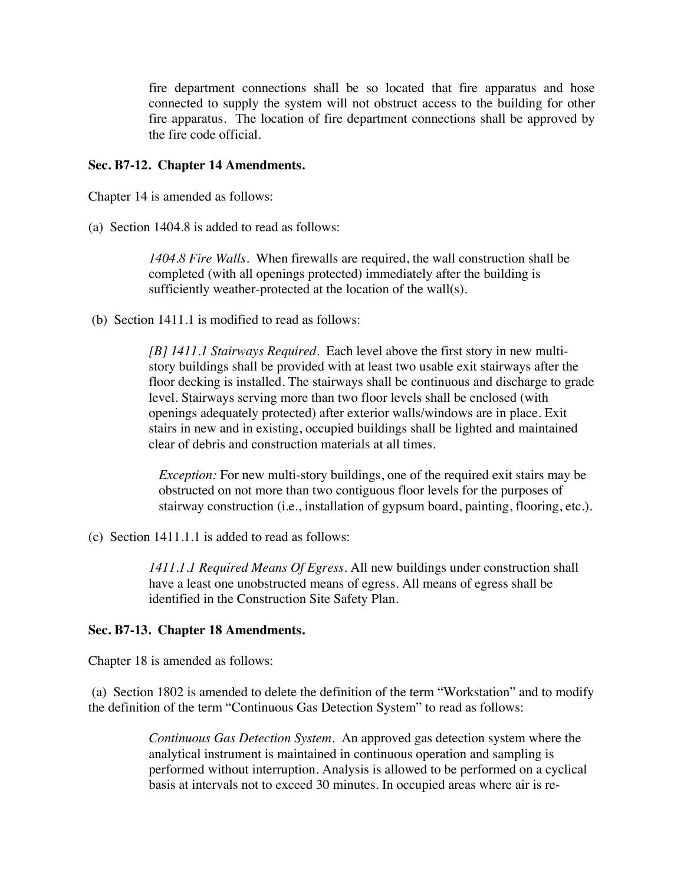fire department connections shall be so located that fire apparatus and hose connected to supply the system will not obstruct access to the building for other fire apparatus. The location of fire department connections shall be approved by the fire code official.

**Sec. B7-12. Chapter 14 Amendments.**

Chapter 14 is amended as follows:

(a) Section 1404.8 is added to read as follows:

> *1404.8 Fire Walls*. When firewalls are required, the wall construction shall be completed (with all openings protected) immediately after the building is sufficiently weather-protected at the location of the wall(s).

(b) Section 1411.1 is modified to read as follows:

> *[B] 1411.1 Stairways Required*. Each level above the first story in new multi-story buildings shall be provided with at least two usable exit stairways after the floor decking is installed. The stairways shall be continuous and discharge to grade level. Stairways serving more than two floor levels shall be enclosed (with openings adequately protected) after exterior walls/windows are in place. Exit stairs in new and in existing, occupied buildings shall be lighted and maintained clear of debris and construction materials at all times.
>
> *Exception:* For new multi-story buildings, one of the required exit stairs may be obstructed on not more than two contiguous floor levels for the purposes of stairway construction (i.e., installation of gypsum board, painting, flooring, etc.).

(c) Section 1411.1.1 is added to read as follows:

> *1411.1.1 Required Means Of Egress*. All new buildings under construction shall have a least one unobstructed means of egress. All means of egress shall be identified in the Construction Site Safety Plan.

**Sec. B7-13. Chapter 18 Amendments.**

Chapter 18 is amended as follows:

(a) Section 1802 is amended to delete the definition of the term "Workstation" and to modify the definition of the term "Continuous Gas Detection System" to read as follows:

> *Continuous Gas Detection System*. An approved gas detection system where the analytical instrument is maintained in continuous operation and sampling is performed without interruption. Analysis is allowed to be performed on a cyclical basis at intervals not to exceed 30 minutes. In occupied areas where air is re-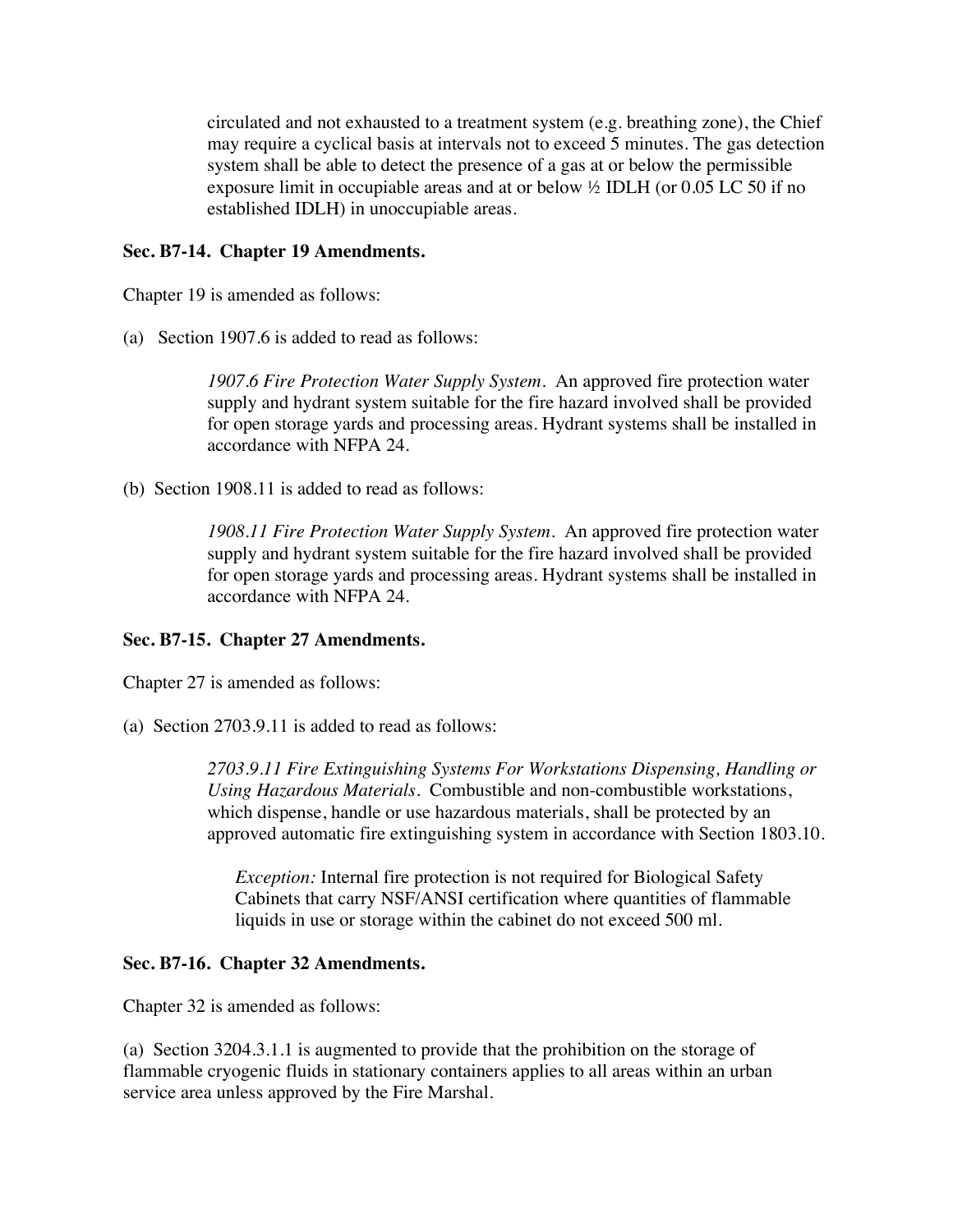circulated and not exhausted to a treatment system (e.g. breathing zone), the Chief may require a cyclical basis at intervals not to exceed 5 minutes. The gas detection system shall be able to detect the presence of a gas at or below the permissible exposure limit in occupiable areas and at or below ½ IDLH (or 0.05 LC 50 if no established IDLH) in unoccupiable areas.

**Sec. B7-14. Chapter 19 Amendments.**

Chapter 19 is amended as follows:

(a) Section 1907.6 is added to read as follows:

> *1907.6 Fire Protection Water Supply System.* An approved fire protection water supply and hydrant system suitable for the fire hazard involved shall be provided for open storage yards and processing areas. Hydrant systems shall be installed in accordance with NFPA 24.

(b) Section 1908.11 is added to read as follows:

> *1908.11 Fire Protection Water Supply System.* An approved fire protection water supply and hydrant system suitable for the fire hazard involved shall be provided for open storage yards and processing areas. Hydrant systems shall be installed in accordance with NFPA 24.

**Sec. B7-15. Chapter 27 Amendments.**

Chapter 27 is amended as follows:

(a) Section 2703.9.11 is added to read as follows:

> *2703.9.11 Fire Extinguishing Systems For Workstations Dispensing, Handling or Using Hazardous Materials.* Combustible and non-combustible workstations, which dispense, handle or use hazardous materials, shall be protected by an approved automatic fire extinguishing system in accordance with Section 1803.10.
>
> *Exception:* Internal fire protection is not required for Biological Safety Cabinets that carry NSF/ANSI certification where quantities of flammable liquids in use or storage within the cabinet do not exceed 500 ml.

**Sec. B7-16. Chapter 32 Amendments.**

Chapter 32 is amended as follows:

(a) Section 3204.3.1.1 is augmented to provide that the prohibition on the storage of flammable cryogenic fluids in stationary containers applies to all areas within an urban service area unless approved by the Fire Marshal.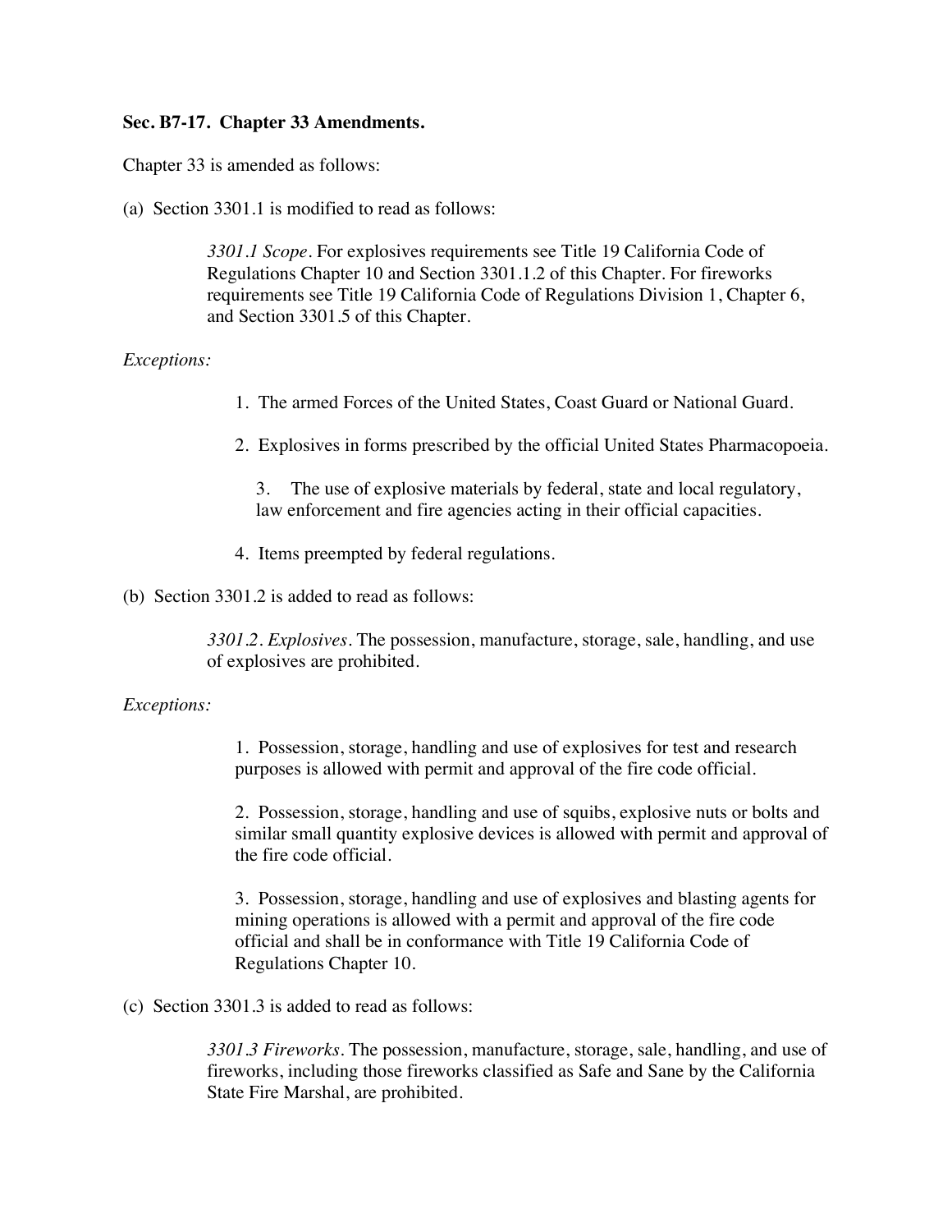**Sec. B7-17. Chapter 33 Amendments.**

Chapter 33 is amended as follows:

(a) Section 3301.1 is modified to read as follows:

> *3301.1 Scope*. For explosives requirements see Title 19 California Code of Regulations Chapter 10 and Section 3301.1.2 of this Chapter. For fireworks requirements see Title 19 California Code of Regulations Division 1, Chapter 6, and Section 3301.5 of this Chapter.

*Exceptions:*

1. The armed Forces of the United States, Coast Guard or National Guard.
2. Explosives in forms prescribed by the official United States Pharmacopoeia.
3. The use of explosive materials by federal, state and local regulatory, law enforcement and fire agencies acting in their official capacities.
4. Items preempted by federal regulations.

(b) Section 3301.2 is added to read as follows:

> *3301.2. Explosives*. The possession, manufacture, storage, sale, handling, and use of explosives are prohibited.

*Exceptions:*

1. Possession, storage, handling and use of explosives for test and research purposes is allowed with permit and approval of the fire code official.
2. Possession, storage, handling and use of squibs, explosive nuts or bolts and similar small quantity explosive devices is allowed with permit and approval of the fire code official.
3. Possession, storage, handling and use of explosives and blasting agents for mining operations is allowed with a permit and approval of the fire code official and shall be in conformance with Title 19 California Code of Regulations Chapter 10.

(c) Section 3301.3 is added to read as follows:

> *3301.3 Fireworks*. The possession, manufacture, storage, sale, handling, and use of fireworks, including those fireworks classified as Safe and Sane by the California State Fire Marshal, are prohibited.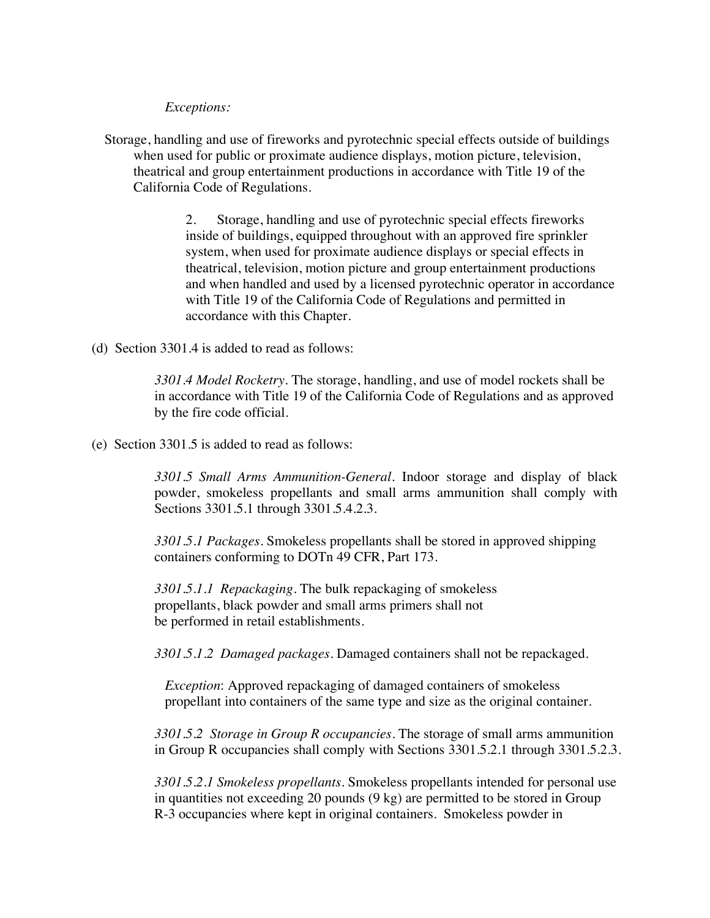*Exceptions:*

Storage, handling and use of fireworks and pyrotechnic special effects outside of buildings when used for public or proximate audience displays, motion picture, television, theatrical and group entertainment productions in accordance with Title 19 of the California Code of Regulations.

2. Storage, handling and use of pyrotechnic special effects fireworks inside of buildings, equipped throughout with an approved fire sprinkler system, when used for proximate audience displays or special effects in theatrical, television, motion picture and group entertainment productions and when handled and used by a licensed pyrotechnic operator in accordance with Title 19 of the California Code of Regulations and permitted in accordance with this Chapter.

(d) Section 3301.4 is added to read as follows:

*3301.4 Model Rocketry*. The storage, handling, and use of model rockets shall be in accordance with Title 19 of the California Code of Regulations and as approved by the fire code official.

(e) Section 3301.5 is added to read as follows:

*3301.5 Small Arms Ammunition-General*. Indoor storage and display of black powder, smokeless propellants and small arms ammunition shall comply with Sections 3301.5.1 through 3301.5.4.2.3.

*3301.5.1 Packages*. Smokeless propellants shall be stored in approved shipping containers conforming to DOTn 49 CFR, Part 173.

*3301.5.1.1 Repackaging*. The bulk repackaging of smokeless propellants, black powder and small arms primers shall not be performed in retail establishments.

*3301.5.1.2 Damaged packages*. Damaged containers shall not be repackaged.

*Exception*: Approved repackaging of damaged containers of smokeless propellant into containers of the same type and size as the original container.

*3301.5.2 Storage in Group R occupancies*. The storage of small arms ammunition in Group R occupancies shall comply with Sections 3301.5.2.1 through 3301.5.2.3.

*3301.5.2.1 Smokeless propellants*. Smokeless propellants intended for personal use in quantities not exceeding 20 pounds (9 kg) are permitted to be stored in Group R-3 occupancies where kept in original containers. Smokeless powder in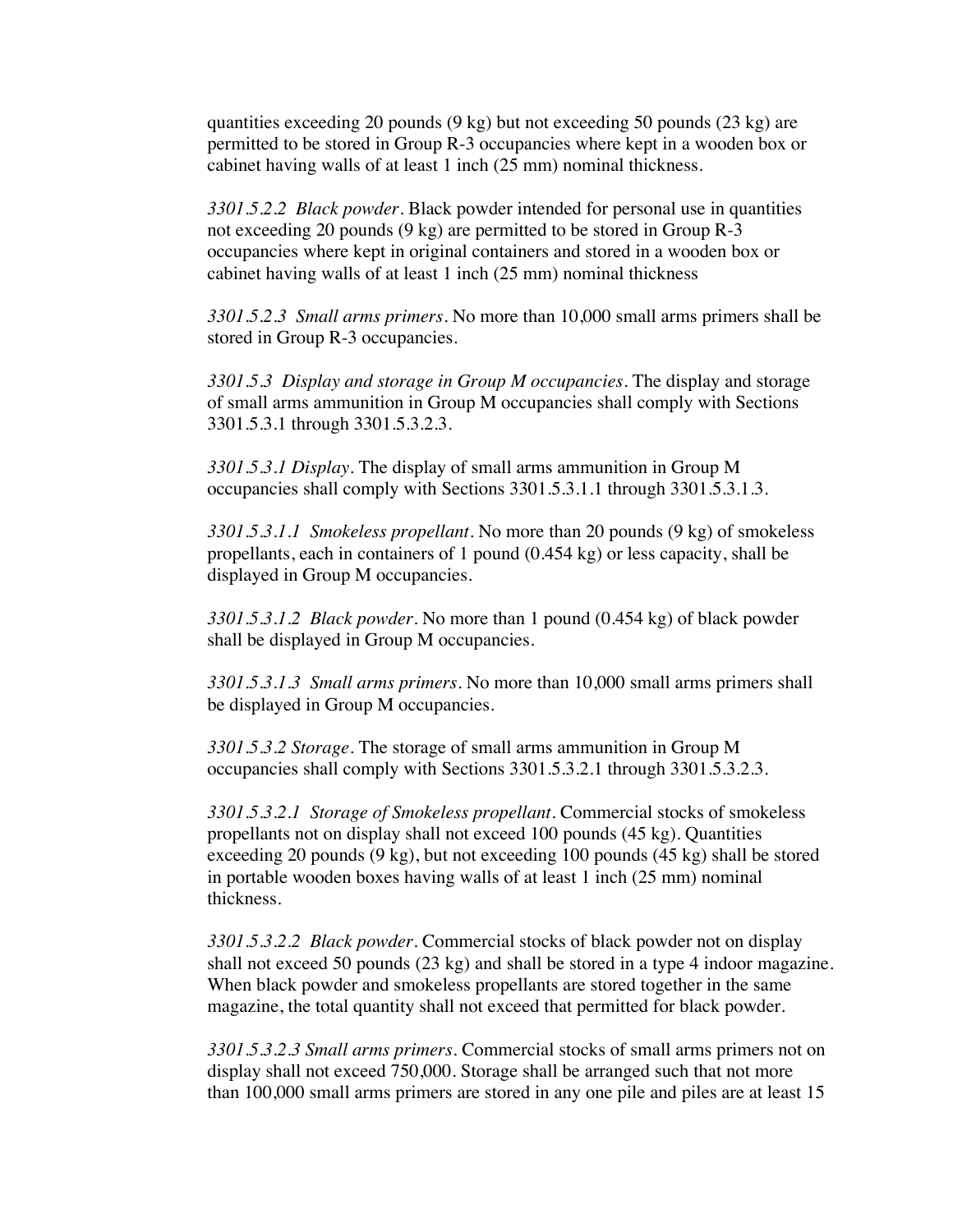quantities exceeding 20 pounds (9 kg) but not exceeding 50 pounds (23 kg) are permitted to be stored in Group R-3 occupancies where kept in a wooden box or cabinet having walls of at least 1 inch (25 mm) nominal thickness.

*3301.5.2.2 Black powder*. Black powder intended for personal use in quantities not exceeding 20 pounds (9 kg) are permitted to be stored in Group R-3 occupancies where kept in original containers and stored in a wooden box or cabinet having walls of at least 1 inch (25 mm) nominal thickness

*3301.5.2.3 Small arms primers*. No more than 10,000 small arms primers shall be stored in Group R-3 occupancies.

*3301.5.3 Display and storage in Group M occupancies*. The display and storage of small arms ammunition in Group M occupancies shall comply with Sections 3301.5.3.1 through 3301.5.3.2.3.

*3301.5.3.1 Display*. The display of small arms ammunition in Group M occupancies shall comply with Sections 3301.5.3.1.1 through 3301.5.3.1.3.

*3301.5.3.1.1 Smokeless propellant*. No more than 20 pounds (9 kg) of smokeless propellants, each in containers of 1 pound (0.454 kg) or less capacity, shall be displayed in Group M occupancies.

*3301.5.3.1.2 Black powder*. No more than 1 pound (0.454 kg) of black powder shall be displayed in Group M occupancies.

*3301.5.3.1.3 Small arms primers*. No more than 10,000 small arms primers shall be displayed in Group M occupancies.

*3301.5.3.2 Storage*. The storage of small arms ammunition in Group M occupancies shall comply with Sections 3301.5.3.2.1 through 3301.5.3.2.3.

*3301.5.3.2.1 Storage of Smokeless propellant*. Commercial stocks of smokeless propellants not on display shall not exceed 100 pounds (45 kg). Quantities exceeding 20 pounds (9 kg), but not exceeding 100 pounds (45 kg) shall be stored in portable wooden boxes having walls of at least 1 inch (25 mm) nominal thickness.

*3301.5.3.2.2 Black powder*. Commercial stocks of black powder not on display shall not exceed 50 pounds (23 kg) and shall be stored in a type 4 indoor magazine. When black powder and smokeless propellants are stored together in the same magazine, the total quantity shall not exceed that permitted for black powder.

*3301.5.3.2.3 Small arms primers*. Commercial stocks of small arms primers not on display shall not exceed 750,000. Storage shall be arranged such that not more than 100,000 small arms primers are stored in any one pile and piles are at least 15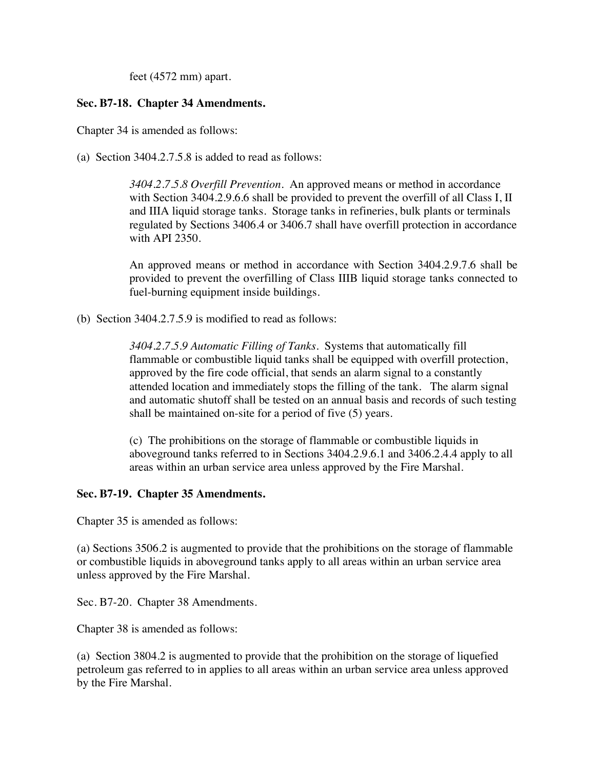feet (4572 mm) apart.

**Sec. B7-18. Chapter 34 Amendments.**

Chapter 34 is amended as follows:

(a) Section 3404.2.7.5.8 is added to read as follows:

> *3404.2.7.5.8 Overfill Prevention*. An approved means or method in accordance with Section 3404.2.9.6.6 shall be provided to prevent the overfill of all Class I, II and IIIA liquid storage tanks. Storage tanks in refineries, bulk plants or terminals regulated by Sections 3406.4 or 3406.7 shall have overfill protection in accordance with API 2350.
>
> An approved means or method in accordance with Section 3404.2.9.7.6 shall be provided to prevent the overfilling of Class IIIB liquid storage tanks connected to fuel-burning equipment inside buildings.

(b) Section 3404.2.7.5.9 is modified to read as follows:

> *3404.2.7.5.9 Automatic Filling of Tanks*. Systems that automatically fill flammable or combustible liquid tanks shall be equipped with overfill protection, approved by the fire code official, that sends an alarm signal to a constantly attended location and immediately stops the filling of the tank. The alarm signal and automatic shutoff shall be tested on an annual basis and records of such testing shall be maintained on-site for a period of five (5) years.
>
> (c) The prohibitions on the storage of flammable or combustible liquids in aboveground tanks referred to in Sections 3404.2.9.6.1 and 3406.2.4.4 apply to all areas within an urban service area unless approved by the Fire Marshal.

**Sec. B7-19. Chapter 35 Amendments.**

Chapter 35 is amended as follows:

(a) Sections 3506.2 is augmented to provide that the prohibitions on the storage of flammable or combustible liquids in aboveground tanks apply to all areas within an urban service area unless approved by the Fire Marshal.

Sec. B7-20. Chapter 38 Amendments.

Chapter 38 is amended as follows:

(a) Section 3804.2 is augmented to provide that the prohibition on the storage of liquefied petroleum gas referred to in applies to all areas within an urban service area unless approved by the Fire Marshal.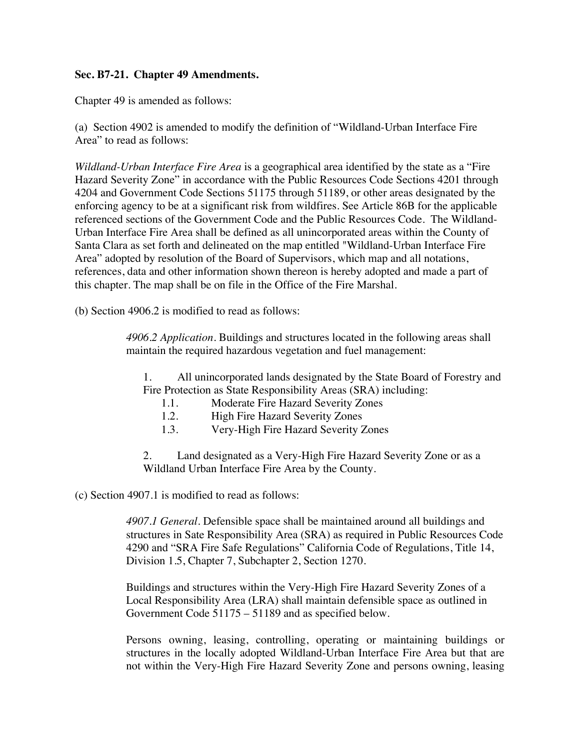**Sec. B7-21. Chapter 49 Amendments.**

Chapter 49 is amended as follows:

(a) Section 4902 is amended to modify the definition of "Wildland-Urban Interface Fire Area" to read as follows:

*Wildland-Urban Interface Fire Area* is a geographical area identified by the state as a "Fire Hazard Severity Zone" in accordance with the Public Resources Code Sections 4201 through 4204 and Government Code Sections 51175 through 51189, or other areas designated by the enforcing agency to be at a significant risk from wildfires. See Article 86B for the applicable referenced sections of the Government Code and the Public Resources Code. The Wildland-Urban Interface Fire Area shall be defined as all unincorporated areas within the County of Santa Clara as set forth and delineated on the map entitled "Wildland-Urban Interface Fire Area" adopted by resolution of the Board of Supervisors, which map and all notations, references, data and other information shown thereon is hereby adopted and made a part of this chapter. The map shall be on file in the Office of the Fire Marshal.

(b) Section 4906.2 is modified to read as follows:

> *4906.2 Application*. Buildings and structures located in the following areas shall maintain the required hazardous vegetation and fuel management:
>
> 1. All unincorporated lands designated by the State Board of Forestry and Fire Protection as State Responsibility Areas (SRA) including:
>    - 1.1. Moderate Fire Hazard Severity Zones
>    - 1.2. High Fire Hazard Severity Zones
>    - 1.3. Very-High Fire Hazard Severity Zones
>
> 2. Land designated as a Very-High Fire Hazard Severity Zone or as a Wildland Urban Interface Fire Area by the County.

(c) Section 4907.1 is modified to read as follows:

> *4907.1 General*. Defensible space shall be maintained around all buildings and structures in Sate Responsibility Area (SRA) as required in Public Resources Code 4290 and "SRA Fire Safe Regulations" California Code of Regulations, Title 14, Division 1.5, Chapter 7, Subchapter 2, Section 1270.
>
> Buildings and structures within the Very-High Fire Hazard Severity Zones of a Local Responsibility Area (LRA) shall maintain defensible space as outlined in Government Code 51175 – 51189 and as specified below.
>
> Persons owning, leasing, controlling, operating or maintaining buildings or structures in the locally adopted Wildland-Urban Interface Fire Area but that are not within the Very-High Fire Hazard Severity Zone and persons owning, leasing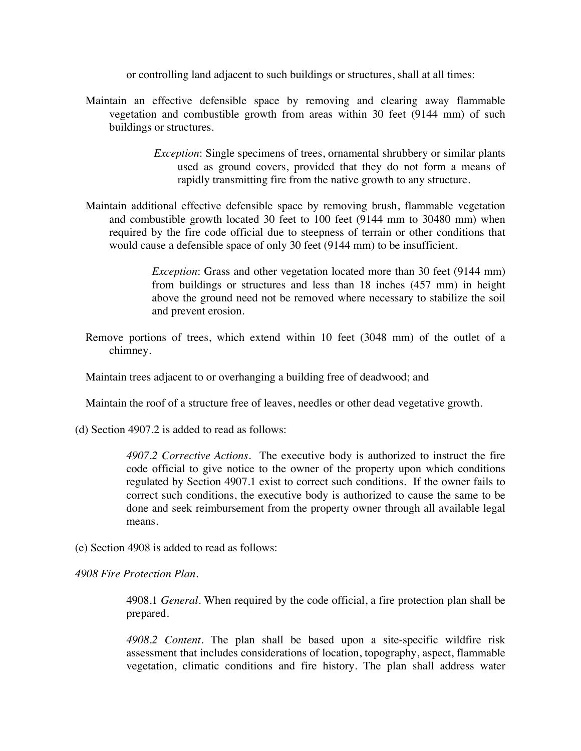or controlling land adjacent to such buildings or structures, shall at all times:

Maintain an effective defensible space by removing and clearing away flammable vegetation and combustible growth from areas within 30 feet (9144 mm) of such buildings or structures.

> *Exception*: Single specimens of trees, ornamental shrubbery or similar plants used as ground covers, provided that they do not form a means of rapidly transmitting fire from the native growth to any structure.

Maintain additional effective defensible space by removing brush, flammable vegetation and combustible growth located 30 feet to 100 feet (9144 mm to 30480 mm) when required by the fire code official due to steepness of terrain or other conditions that would cause a defensible space of only 30 feet (9144 mm) to be insufficient.

> *Exception*: Grass and other vegetation located more than 30 feet (9144 mm) from buildings or structures and less than 18 inches (457 mm) in height above the ground need not be removed where necessary to stabilize the soil and prevent erosion.

Remove portions of trees, which extend within 10 feet (3048 mm) of the outlet of a chimney.

Maintain trees adjacent to or overhanging a building free of deadwood; and

Maintain the roof of a structure free of leaves, needles or other dead vegetative growth.

(d) Section 4907.2 is added to read as follows:

> *4907.2 Corrective Actions*. The executive body is authorized to instruct the fire code official to give notice to the owner of the property upon which conditions regulated by Section 4907.1 exist to correct such conditions. If the owner fails to correct such conditions, the executive body is authorized to cause the same to be done and seek reimbursement from the property owner through all available legal means.

(e) Section 4908 is added to read as follows:

*4908 Fire Protection Plan*.

> 4908.1 *General*. When required by the code official, a fire protection plan shall be prepared.
>
> *4908.2 Content*. The plan shall be based upon a site-specific wildfire risk assessment that includes considerations of location, topography, aspect, flammable vegetation, climatic conditions and fire history. The plan shall address water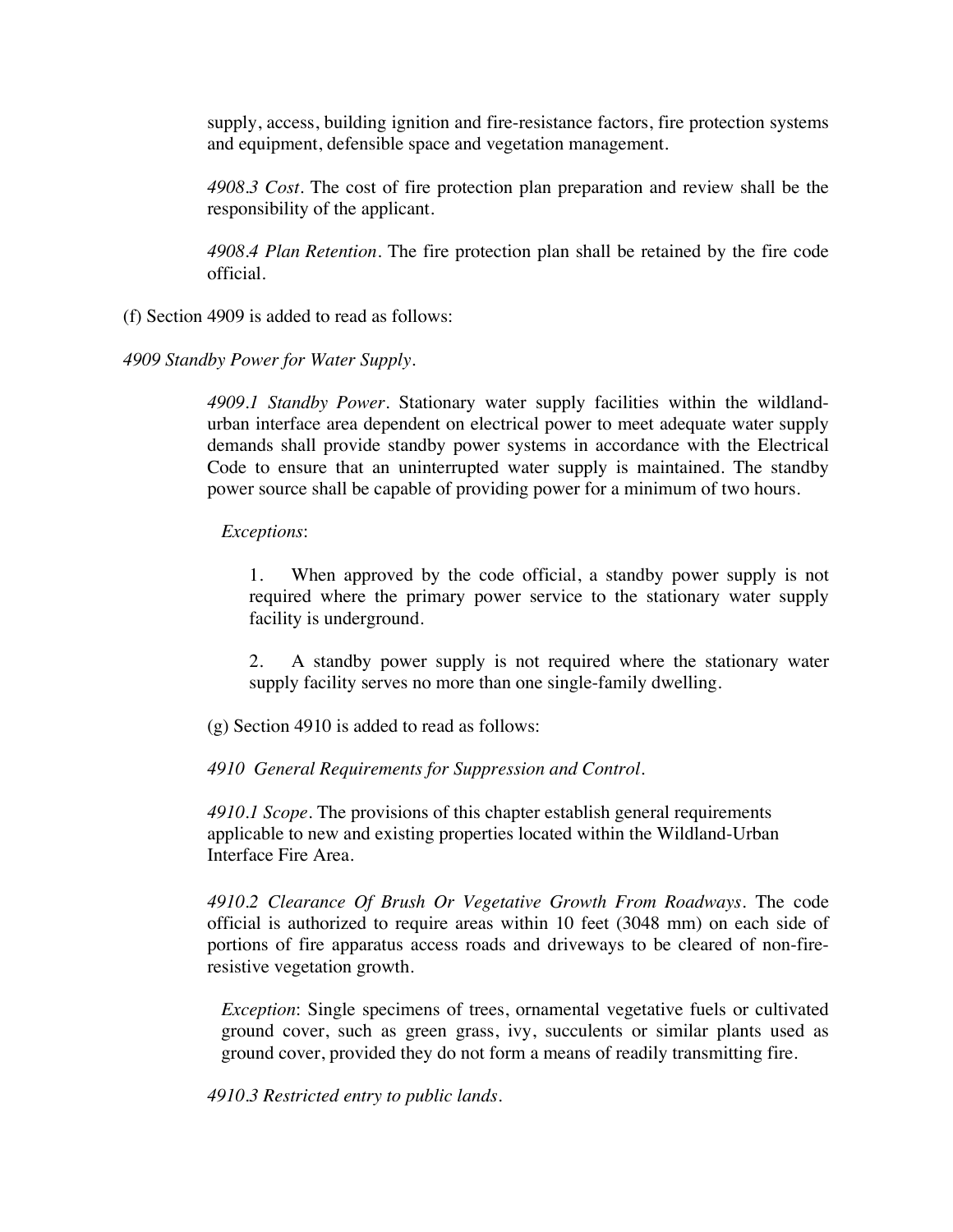supply, access, building ignition and fire-resistance factors, fire protection systems and equipment, defensible space and vegetation management.

*4908.3 Cost*. The cost of fire protection plan preparation and review shall be the responsibility of the applicant.

*4908.4 Plan Retention*. The fire protection plan shall be retained by the fire code official.

(f) Section 4909 is added to read as follows:

*4909 Standby Power for Water Supply*.

*4909.1 Standby Power*. Stationary water supply facilities within the wildland-urban interface area dependent on electrical power to meet adequate water supply demands shall provide standby power systems in accordance with the Electrical Code to ensure that an uninterrupted water supply is maintained. The standby power source shall be capable of providing power for a minimum of two hours.

*Exceptions*:

1. When approved by the code official, a standby power supply is not required where the primary power service to the stationary water supply facility is underground.

2. A standby power supply is not required where the stationary water supply facility serves no more than one single-family dwelling.

(g) Section 4910 is added to read as follows:

*4910 General Requirements for Suppression and Control*.

*4910.1 Scope*. The provisions of this chapter establish general requirements applicable to new and existing properties located within the Wildland-Urban Interface Fire Area.

*4910.2 Clearance Of Brush Or Vegetative Growth From Roadways*. The code official is authorized to require areas within 10 feet (3048 mm) on each side of portions of fire apparatus access roads and driveways to be cleared of non-fire-resistive vegetation growth.

*Exception*: Single specimens of trees, ornamental vegetative fuels or cultivated ground cover, such as green grass, ivy, succulents or similar plants used as ground cover, provided they do not form a means of readily transmitting fire.

*4910.3 Restricted entry to public lands*.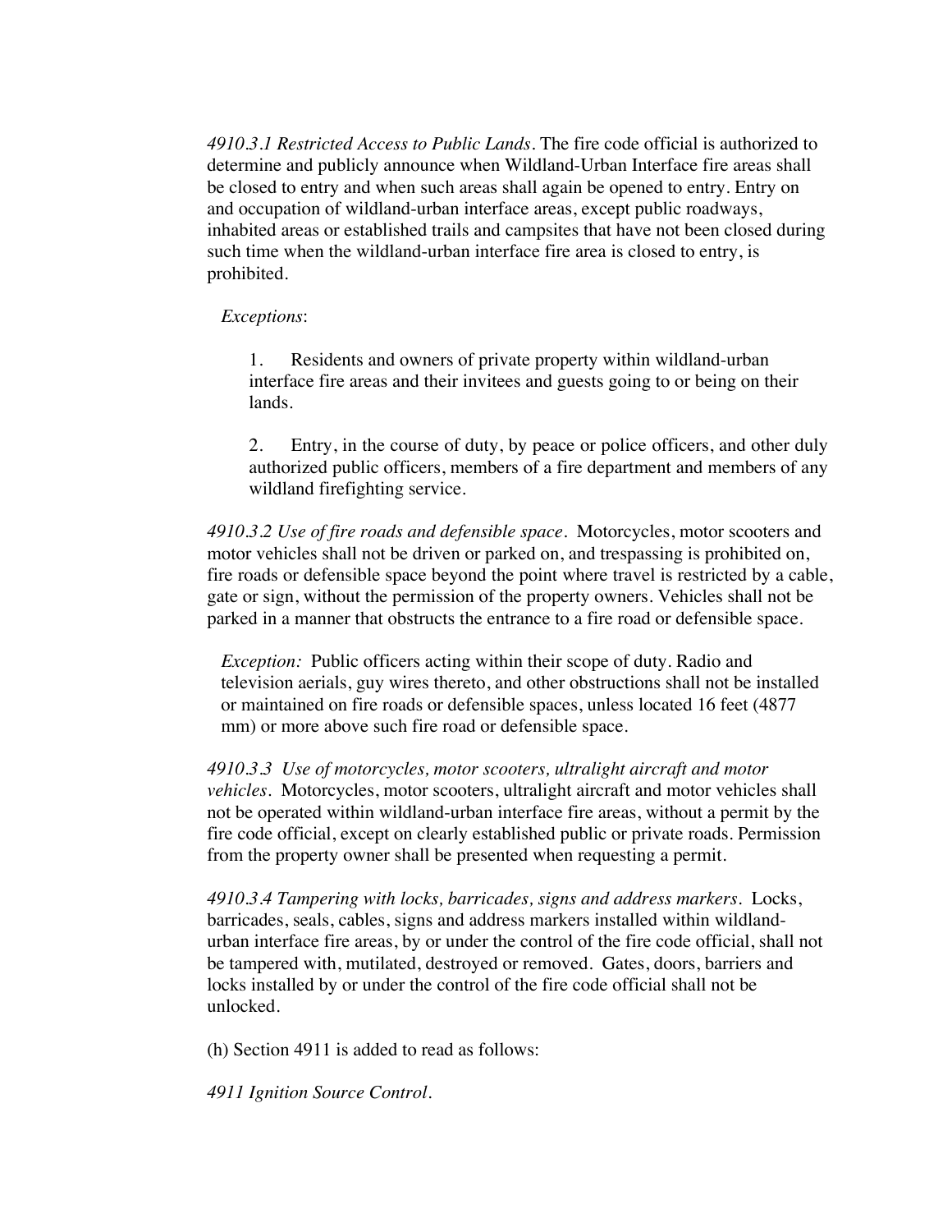*4910.3.1 Restricted Access to Public Lands*. The fire code official is authorized to determine and publicly announce when Wildland-Urban Interface fire areas shall be closed to entry and when such areas shall again be opened to entry. Entry on and occupation of wildland-urban interface areas, except public roadways, inhabited areas or established trails and campsites that have not been closed during such time when the wildland-urban interface fire area is closed to entry, is prohibited.

*Exceptions*:

1. Residents and owners of private property within wildland-urban interface fire areas and their invitees and guests going to or being on their lands.

2. Entry, in the course of duty, by peace or police officers, and other duly authorized public officers, members of a fire department and members of any wildland firefighting service.

*4910.3.2 Use of fire roads and defensible space*. Motorcycles, motor scooters and motor vehicles shall not be driven or parked on, and trespassing is prohibited on, fire roads or defensible space beyond the point where travel is restricted by a cable, gate or sign, without the permission of the property owners. Vehicles shall not be parked in a manner that obstructs the entrance to a fire road or defensible space.

*Exception:* Public officers acting within their scope of duty. Radio and television aerials, guy wires thereto, and other obstructions shall not be installed or maintained on fire roads or defensible spaces, unless located 16 feet (4877 mm) or more above such fire road or defensible space.

*4910.3.3 Use of motorcycles, motor scooters, ultralight aircraft and motor vehicles*. Motorcycles, motor scooters, ultralight aircraft and motor vehicles shall not be operated within wildland-urban interface fire areas, without a permit by the fire code official, except on clearly established public or private roads. Permission from the property owner shall be presented when requesting a permit.

*4910.3.4 Tampering with locks, barricades, signs and address markers*. Locks, barricades, seals, cables, signs and address markers installed within wildland-urban interface fire areas, by or under the control of the fire code official, shall not be tampered with, mutilated, destroyed or removed. Gates, doors, barriers and locks installed by or under the control of the fire code official shall not be unlocked.

(h) Section 4911 is added to read as follows:

*4911 Ignition Source Control*.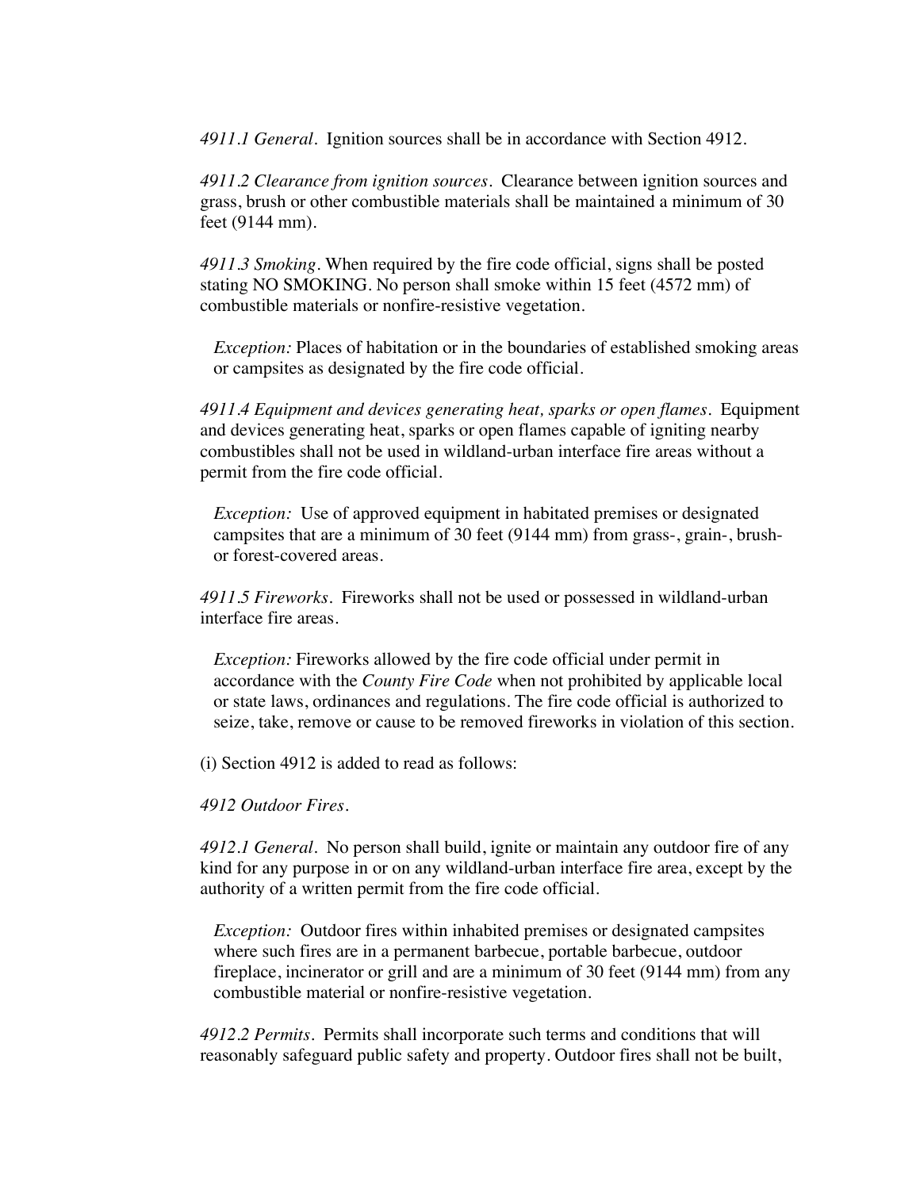*4911.1 General*. Ignition sources shall be in accordance with Section 4912.

*4911.2 Clearance from ignition sources*. Clearance between ignition sources and grass, brush or other combustible materials shall be maintained a minimum of 30 feet (9144 mm).

*4911.3 Smoking*. When required by the fire code official, signs shall be posted stating NO SMOKING. No person shall smoke within 15 feet (4572 mm) of combustible materials or nonfire-resistive vegetation.

> *Exception:* Places of habitation or in the boundaries of established smoking areas or campsites as designated by the fire code official.

*4911.4 Equipment and devices generating heat, sparks or open flames*. Equipment and devices generating heat, sparks or open flames capable of igniting nearby combustibles shall not be used in wildland-urban interface fire areas without a permit from the fire code official.

> *Exception:* Use of approved equipment in habitated premises or designated campsites that are a minimum of 30 feet (9144 mm) from grass-, grain-, brush- or forest-covered areas.

*4911.5 Fireworks*. Fireworks shall not be used or possessed in wildland-urban interface fire areas.

> *Exception:* Fireworks allowed by the fire code official under permit in accordance with the *County Fire Code* when not prohibited by applicable local or state laws, ordinances and regulations. The fire code official is authorized to seize, take, remove or cause to be removed fireworks in violation of this section.

(i) Section 4912 is added to read as follows:

*4912 Outdoor Fires*.

*4912.1 General*. No person shall build, ignite or maintain any outdoor fire of any kind for any purpose in or on any wildland-urban interface fire area, except by the authority of a written permit from the fire code official.

> *Exception:* Outdoor fires within inhabited premises or designated campsites where such fires are in a permanent barbecue, portable barbecue, outdoor fireplace, incinerator or grill and are a minimum of 30 feet (9144 mm) from any combustible material or nonfire-resistive vegetation.

*4912.2 Permits*. Permits shall incorporate such terms and conditions that will reasonably safeguard public safety and property. Outdoor fires shall not be built,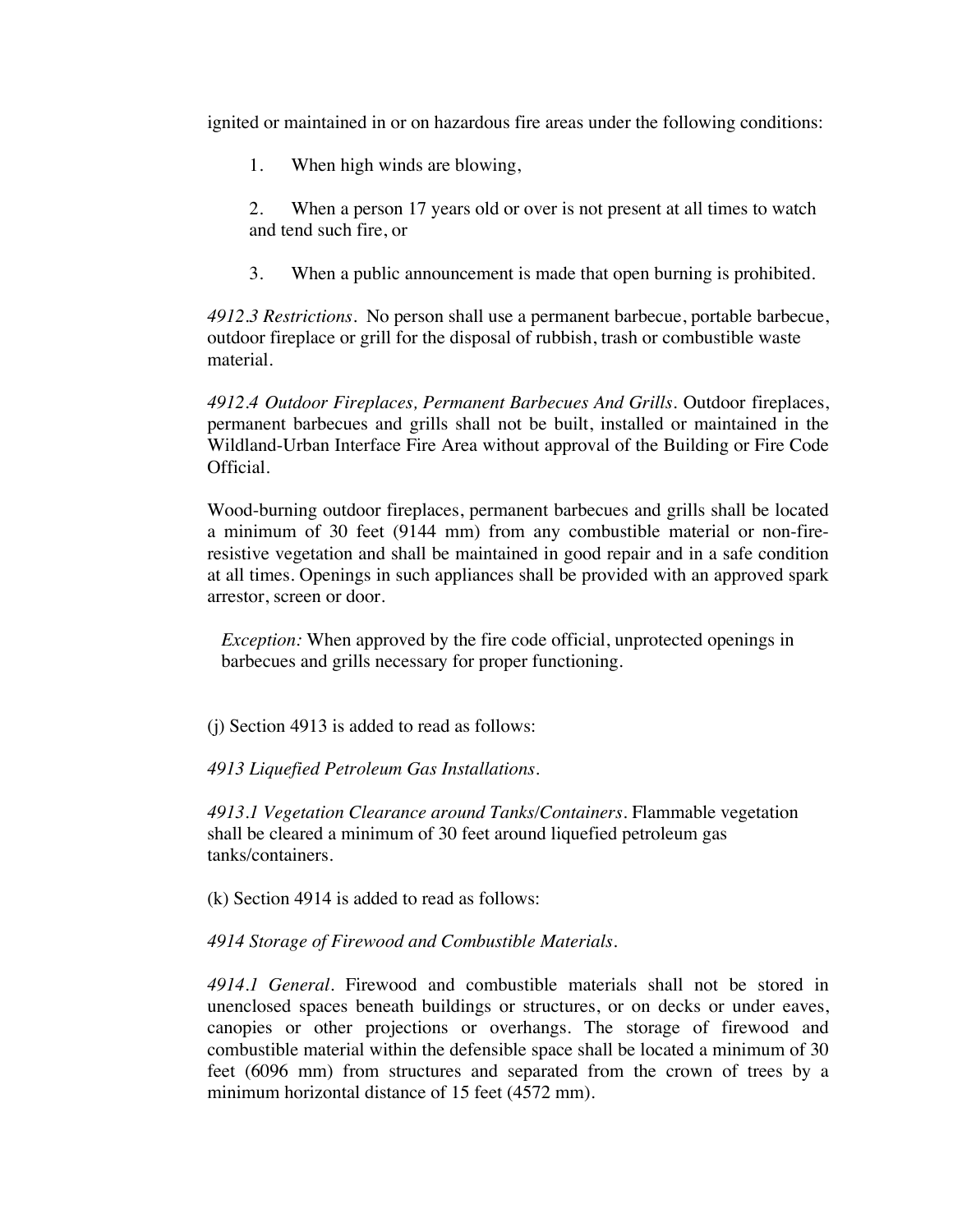ignited or maintained in or on hazardous fire areas under the following conditions:

1. When high winds are blowing,

2. When a person 17 years old or over is not present at all times to watch and tend such fire, or

3. When a public announcement is made that open burning is prohibited.

*4912.3 Restrictions*. No person shall use a permanent barbecue, portable barbecue, outdoor fireplace or grill for the disposal of rubbish, trash or combustible waste material.

*4912.4 Outdoor Fireplaces, Permanent Barbecues And Grills*. Outdoor fireplaces, permanent barbecues and grills shall not be built, installed or maintained in the Wildland-Urban Interface Fire Area without approval of the Building or Fire Code Official.

Wood-burning outdoor fireplaces, permanent barbecues and grills shall be located a minimum of 30 feet (9144 mm) from any combustible material or non-fire-resistive vegetation and shall be maintained in good repair and in a safe condition at all times. Openings in such appliances shall be provided with an approved spark arrestor, screen or door.

> *Exception:* When approved by the fire code official, unprotected openings in barbecues and grills necessary for proper functioning.

(j) Section 4913 is added to read as follows:

*4913 Liquefied Petroleum Gas Installations*.

*4913.1 Vegetation Clearance around Tanks/Containers*. Flammable vegetation shall be cleared a minimum of 30 feet around liquefied petroleum gas tanks/containers.

(k) Section 4914 is added to read as follows:

*4914 Storage of Firewood and Combustible Materials*.

*4914.1 General*. Firewood and combustible materials shall not be stored in unenclosed spaces beneath buildings or structures, or on decks or under eaves, canopies or other projections or overhangs. The storage of firewood and combustible material within the defensible space shall be located a minimum of 30 feet (6096 mm) from structures and separated from the crown of trees by a minimum horizontal distance of 15 feet (4572 mm).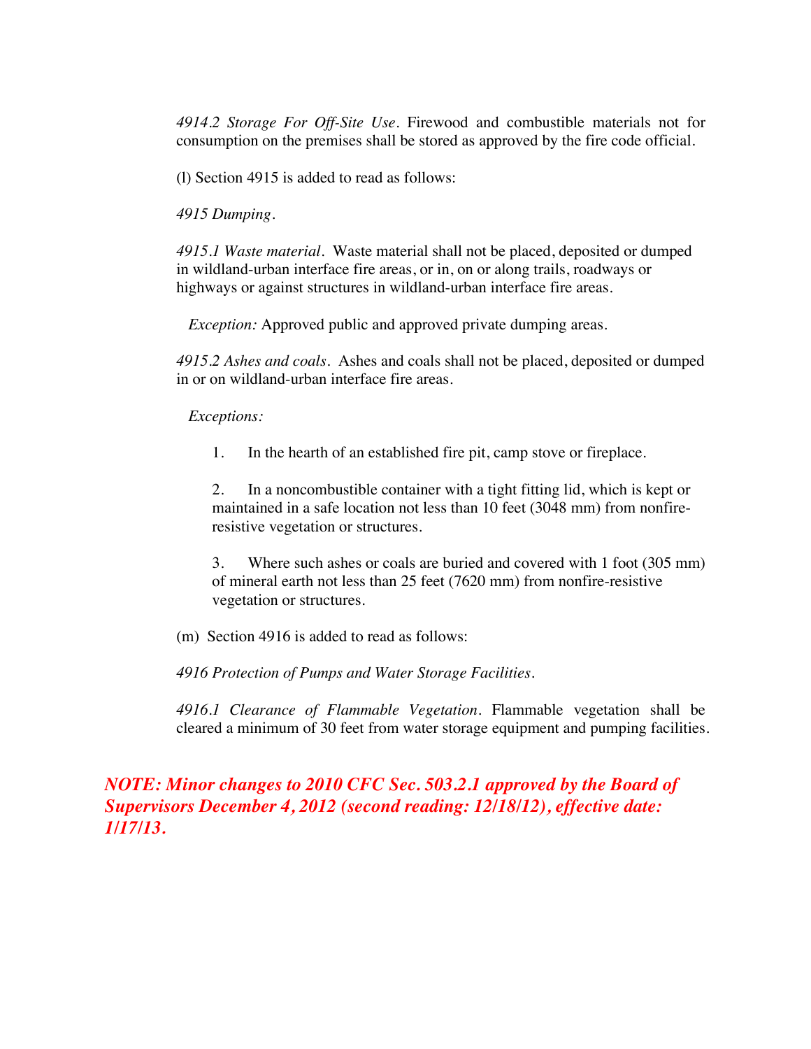*4914.2 Storage For Off-Site Use*. Firewood and combustible materials not for consumption on the premises shall be stored as approved by the fire code official.

(l) Section 4915 is added to read as follows:

*4915 Dumping*.

*4915.1 Waste material*. Waste material shall not be placed, deposited or dumped in wildland-urban interface fire areas, or in, on or along trails, roadways or highways or against structures in wildland-urban interface fire areas.

*Exception:* Approved public and approved private dumping areas.

*4915.2 Ashes and coals*. Ashes and coals shall not be placed, deposited or dumped in or on wildland-urban interface fire areas.

*Exceptions:*

1. In the hearth of an established fire pit, camp stove or fireplace.

2. In a noncombustible container with a tight fitting lid, which is kept or maintained in a safe location not less than 10 feet (3048 mm) from nonfire-resistive vegetation or structures.

3. Where such ashes or coals are buried and covered with 1 foot (305 mm) of mineral earth not less than 25 feet (7620 mm) from nonfire-resistive vegetation or structures.

(m) Section 4916 is added to read as follows:

*4916 Protection of Pumps and Water Storage Facilities*.

*4916.1 Clearance of Flammable Vegetation*. Flammable vegetation shall be cleared a minimum of 30 feet from water storage equipment and pumping facilities.

***NOTE: Minor changes to 2010 CFC Sec. 503.2.1 approved by the Board of Supervisors December 4, 2012 (second reading: 12/18/12), effective date: 1/17/13.***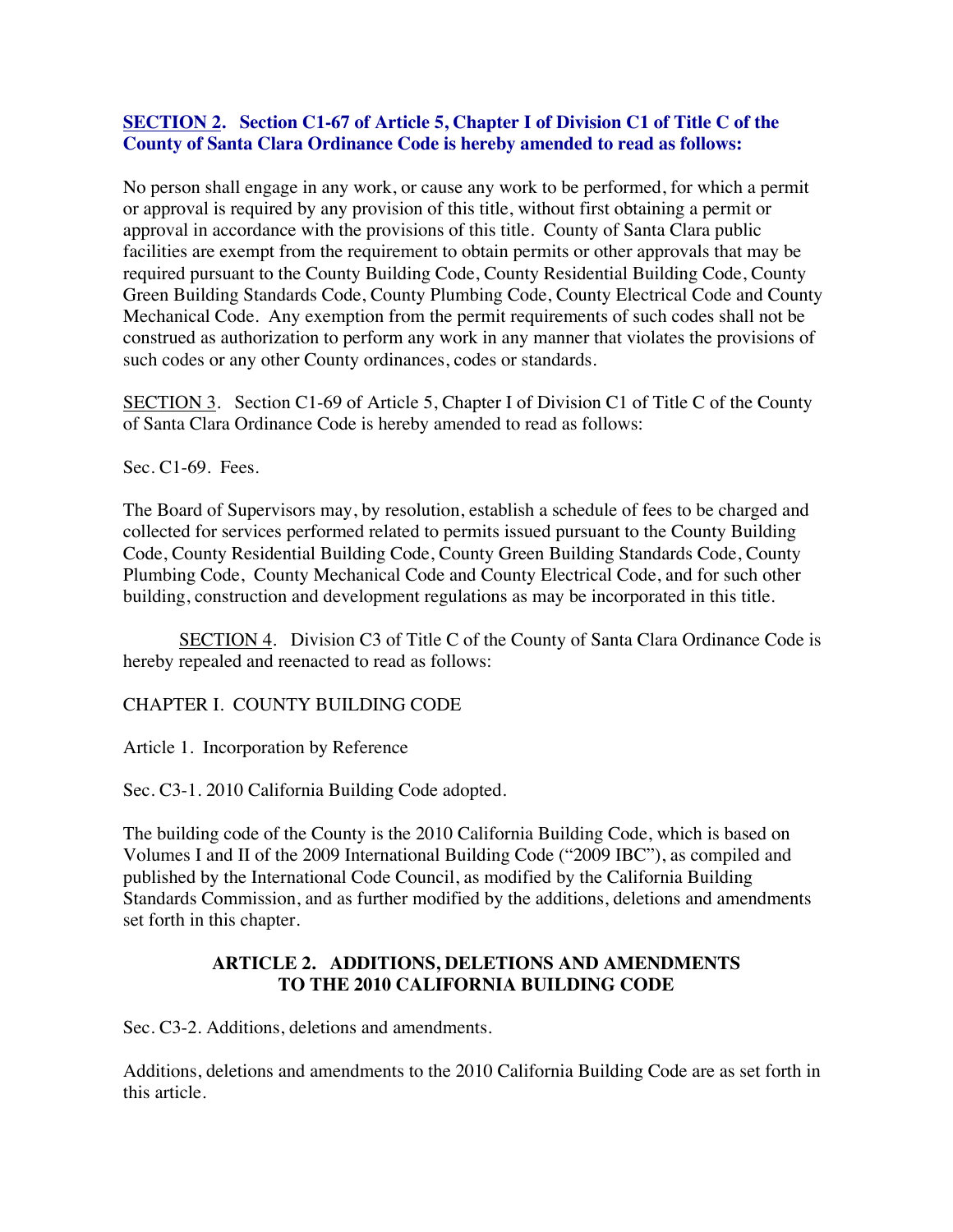**<u>SECTION 2</u>. Section C1-67 of Article 5, Chapter I of Division C1 of Title C of the County of Santa Clara Ordinance Code is hereby amended to read as follows:**

No person shall engage in any work, or cause any work to be performed, for which a permit or approval is required by any provision of this title, without first obtaining a permit or approval in accordance with the provisions of this title. County of Santa Clara public facilities are exempt from the requirement to obtain permits or other approvals that may be required pursuant to the County Building Code, County Residential Building Code, County Green Building Standards Code, County Plumbing Code, County Electrical Code and County Mechanical Code. Any exemption from the permit requirements of such codes shall not be construed as authorization to perform any work in any manner that violates the provisions of such codes or any other County ordinances, codes or standards.

<u>SECTION 3</u>. Section C1-69 of Article 5, Chapter I of Division C1 of Title C of the County of Santa Clara Ordinance Code is hereby amended to read as follows:

Sec. C1-69. Fees.

The Board of Supervisors may, by resolution, establish a schedule of fees to be charged and collected for services performed related to permits issued pursuant to the County Building Code, County Residential Building Code, County Green Building Standards Code, County Plumbing Code, County Mechanical Code and County Electrical Code, and for such other building, construction and development regulations as may be incorporated in this title.

<u>SECTION 4</u>. Division C3 of Title C of the County of Santa Clara Ordinance Code is hereby repealed and reenacted to read as follows:

CHAPTER I. COUNTY BUILDING CODE

Article 1. Incorporation by Reference

Sec. C3-1. 2010 California Building Code adopted.

The building code of the County is the 2010 California Building Code, which is based on Volumes I and II of the 2009 International Building Code ("2009 IBC"), as compiled and published by the International Code Council, as modified by the California Building Standards Commission, and as further modified by the additions, deletions and amendments set forth in this chapter.

**ARTICLE 2. ADDITIONS, DELETIONS AND AMENDMENTS TO THE 2010 CALIFORNIA BUILDING CODE**

Sec. C3-2. Additions, deletions and amendments.

Additions, deletions and amendments to the 2010 California Building Code are as set forth in this article.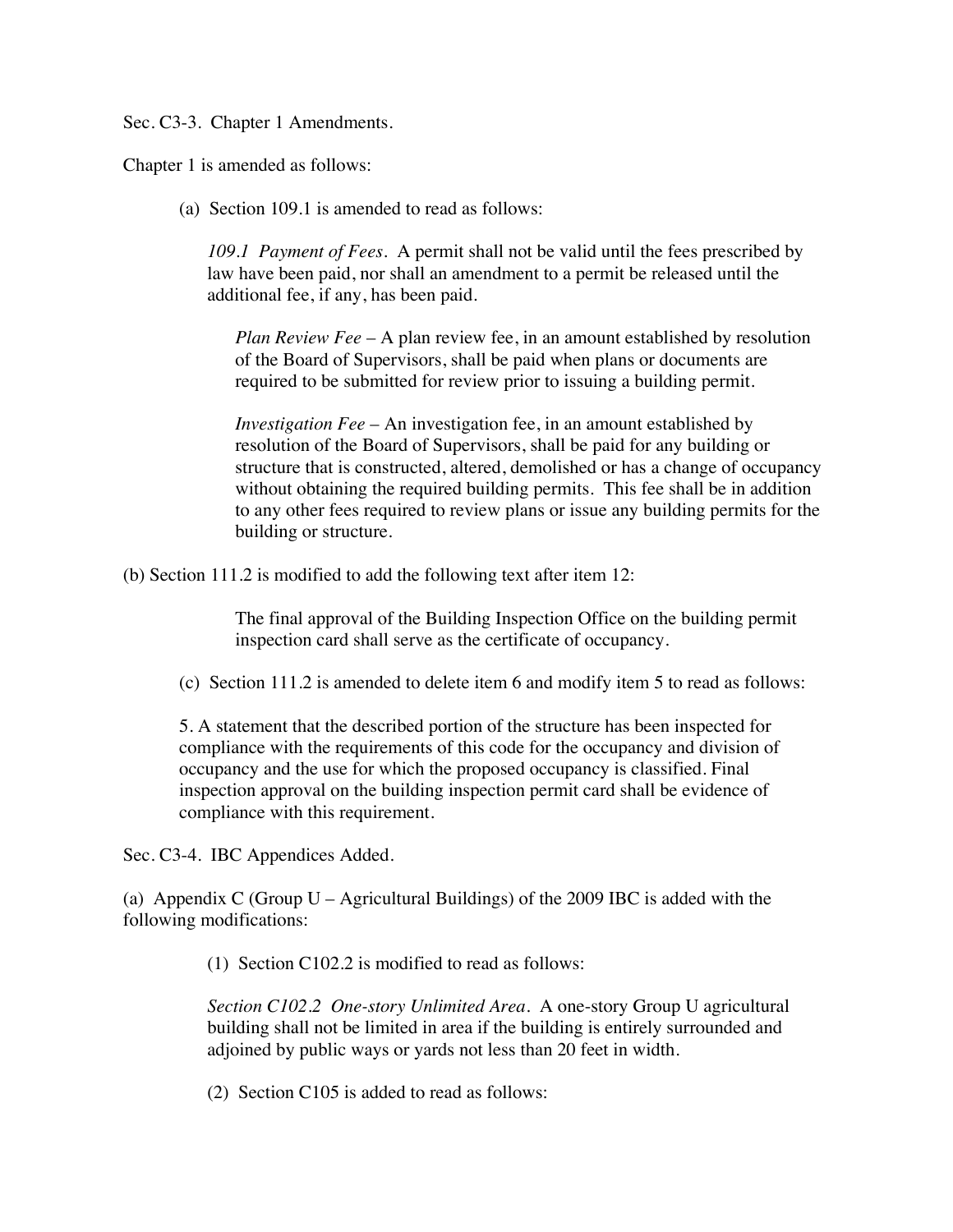Sec. C3-3. Chapter 1 Amendments.

Chapter 1 is amended as follows:

(a) Section 109.1 is amended to read as follows:

> *109.1 Payment of Fees*. A permit shall not be valid until the fees prescribed by law have been paid, nor shall an amendment to a permit be released until the additional fee, if any, has been paid.
>
> *Plan Review Fee* – A plan review fee, in an amount established by resolution of the Board of Supervisors, shall be paid when plans or documents are required to be submitted for review prior to issuing a building permit.
>
> *Investigation Fee* – An investigation fee, in an amount established by resolution of the Board of Supervisors, shall be paid for any building or structure that is constructed, altered, demolished or has a change of occupancy without obtaining the required building permits. This fee shall be in addition to any other fees required to review plans or issue any building permits for the building or structure.

(b) Section 111.2 is modified to add the following text after item 12:

> The final approval of the Building Inspection Office on the building permit inspection card shall serve as the certificate of occupancy.

(c) Section 111.2 is amended to delete item 6 and modify item 5 to read as follows:

> 5. A statement that the described portion of the structure has been inspected for compliance with the requirements of this code for the occupancy and division of occupancy and the use for which the proposed occupancy is classified. Final inspection approval on the building inspection permit card shall be evidence of compliance with this requirement.

Sec. C3-4. IBC Appendices Added.

(a) Appendix C (Group U – Agricultural Buildings) of the 2009 IBC is added with the following modifications:

(1) Section C102.2 is modified to read as follows:

> *Section C102.2 One-story Unlimited Area*. A one-story Group U agricultural building shall not be limited in area if the building is entirely surrounded and adjoined by public ways or yards not less than 20 feet in width.

(2) Section C105 is added to read as follows: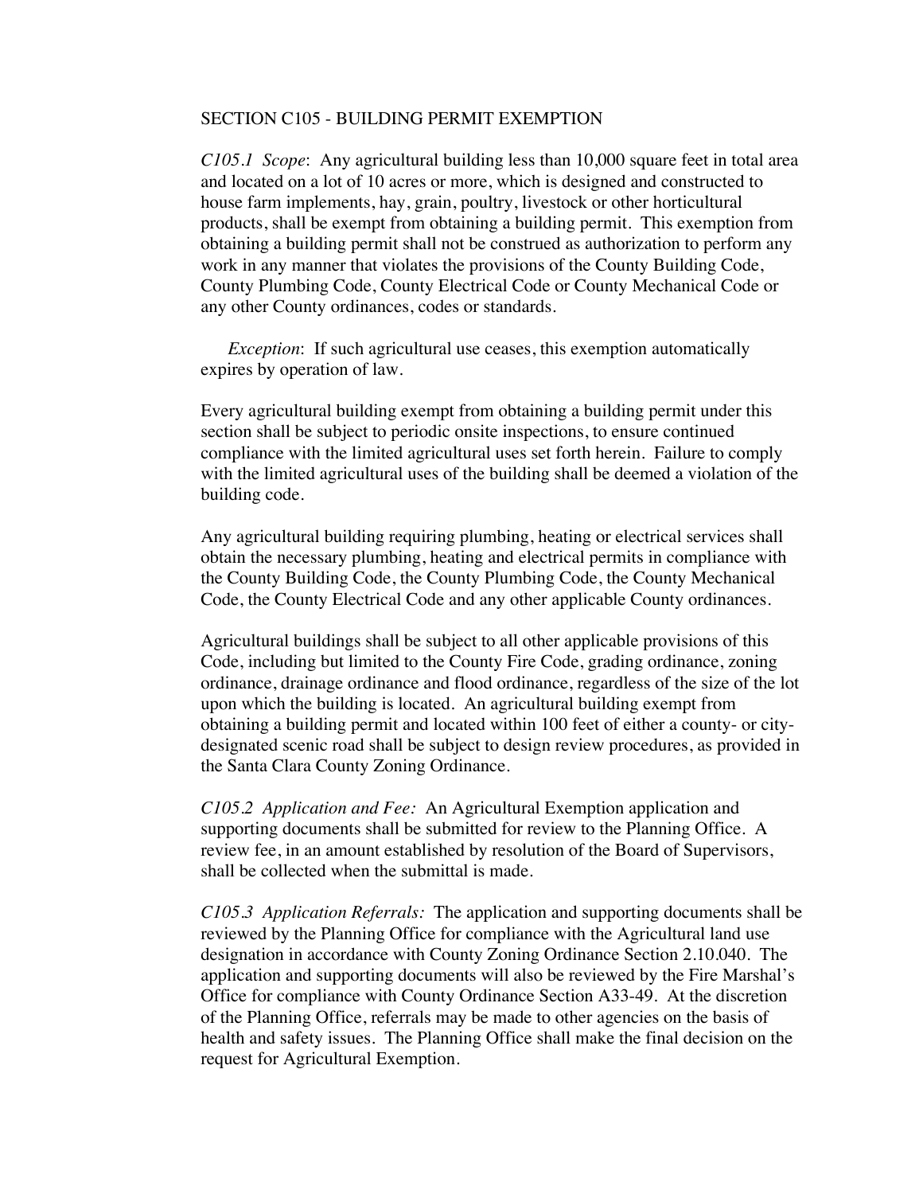## SECTION C105 - BUILDING PERMIT EXEMPTION

*C105.1 Scope*: Any agricultural building less than 10,000 square feet in total area and located on a lot of 10 acres or more, which is designed and constructed to house farm implements, hay, grain, poultry, livestock or other horticultural products, shall be exempt from obtaining a building permit. This exemption from obtaining a building permit shall not be construed as authorization to perform any work in any manner that violates the provisions of the County Building Code, County Plumbing Code, County Electrical Code or County Mechanical Code or any other County ordinances, codes or standards.

*Exception*: If such agricultural use ceases, this exemption automatically expires by operation of law.

Every agricultural building exempt from obtaining a building permit under this section shall be subject to periodic onsite inspections, to ensure continued compliance with the limited agricultural uses set forth herein. Failure to comply with the limited agricultural uses of the building shall be deemed a violation of the building code.

Any agricultural building requiring plumbing, heating or electrical services shall obtain the necessary plumbing, heating and electrical permits in compliance with the County Building Code, the County Plumbing Code, the County Mechanical Code, the County Electrical Code and any other applicable County ordinances.

Agricultural buildings shall be subject to all other applicable provisions of this Code, including but limited to the County Fire Code, grading ordinance, zoning ordinance, drainage ordinance and flood ordinance, regardless of the size of the lot upon which the building is located. An agricultural building exempt from obtaining a building permit and located within 100 feet of either a county- or city-designated scenic road shall be subject to design review procedures, as provided in the Santa Clara County Zoning Ordinance.

*C105.2 Application and Fee:* An Agricultural Exemption application and supporting documents shall be submitted for review to the Planning Office. A review fee, in an amount established by resolution of the Board of Supervisors, shall be collected when the submittal is made.

*C105.3 Application Referrals:* The application and supporting documents shall be reviewed by the Planning Office for compliance with the Agricultural land use designation in accordance with County Zoning Ordinance Section 2.10.040. The application and supporting documents will also be reviewed by the Fire Marshal's Office for compliance with County Ordinance Section A33-49. At the discretion of the Planning Office, referrals may be made to other agencies on the basis of health and safety issues. The Planning Office shall make the final decision on the request for Agricultural Exemption.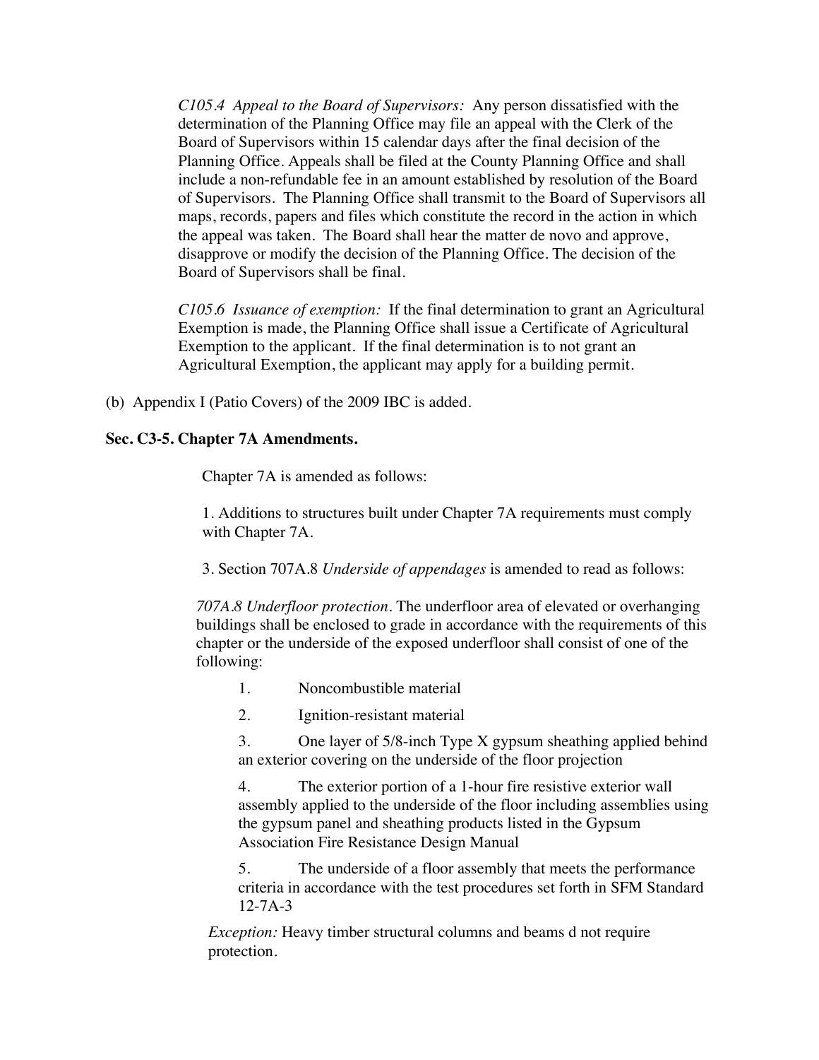*C105.4 Appeal to the Board of Supervisors:* Any person dissatisfied with the determination of the Planning Office may file an appeal with the Clerk of the Board of Supervisors within 15 calendar days after the final decision of the Planning Office. Appeals shall be filed at the County Planning Office and shall include a non-refundable fee in an amount established by resolution of the Board of Supervisors. The Planning Office shall transmit to the Board of Supervisors all maps, records, papers and files which constitute the record in the action in which the appeal was taken. The Board shall hear the matter de novo and approve, disapprove or modify the decision of the Planning Office. The decision of the Board of Supervisors shall be final.

*C105.6 Issuance of exemption:* If the final determination to grant an Agricultural Exemption is made, the Planning Office shall issue a Certificate of Agricultural Exemption to the applicant. If the final determination is to not grant an Agricultural Exemption, the applicant may apply for a building permit.

(b) Appendix I (Patio Covers) of the 2009 IBC is added.

**Sec. C3-5. Chapter 7A Amendments.**

Chapter 7A is amended as follows:

1. Additions to structures built under Chapter 7A requirements must comply with Chapter 7A.

3. Section 707A.8 *Underside of appendages* is amended to read as follows:

*707A.8 Underfloor protection*. The underfloor area of elevated or overhanging buildings shall be enclosed to grade in accordance with the requirements of this chapter or the underside of the exposed underfloor shall consist of one of the following:

1. Noncombustible material
2. Ignition-resistant material
3. One layer of 5/8-inch Type X gypsum sheathing applied behind an exterior covering on the underside of the floor projection
4. The exterior portion of a 1-hour fire resistive exterior wall assembly applied to the underside of the floor including assemblies using the gypsum panel and sheathing products listed in the Gypsum Association Fire Resistance Design Manual
5. The underside of a floor assembly that meets the performance criteria in accordance with the test procedures set forth in SFM Standard 12-7A-3

*Exception:* Heavy timber structural columns and beams d not require protection.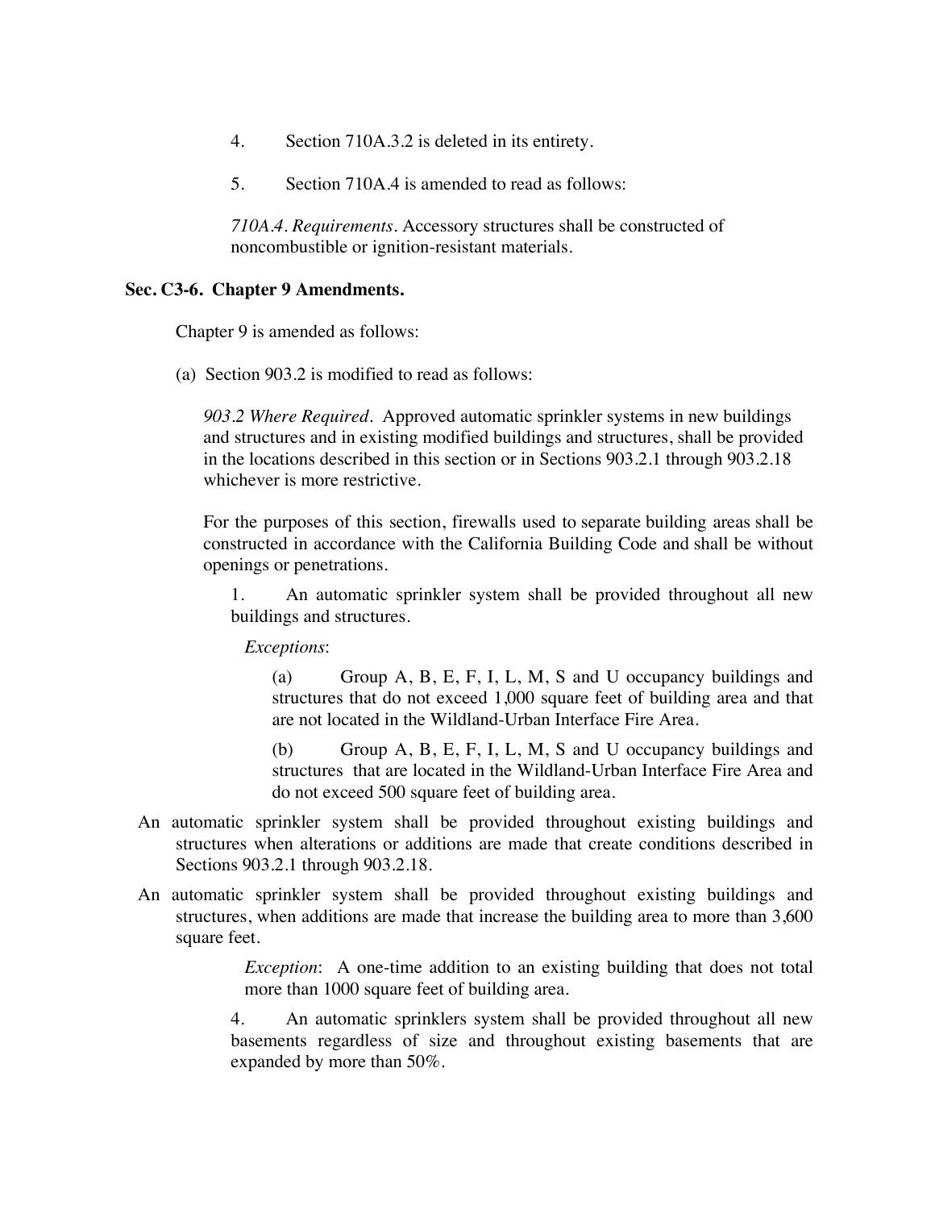4. Section 710A.3.2 is deleted in its entirety.

5. Section 710A.4 is amended to read as follows:

*710A.4. Requirements*. Accessory structures shall be constructed of noncombustible or ignition-resistant materials.

**Sec. C3-6. Chapter 9 Amendments.**

Chapter 9 is amended as follows:

(a) Section 903.2 is modified to read as follows:

*903.2 Where Required*. Approved automatic sprinkler systems in new buildings and structures and in existing modified buildings and structures, shall be provided in the locations described in this section or in Sections 903.2.1 through 903.2.18 whichever is more restrictive.

For the purposes of this section, firewalls used to separate building areas shall be constructed in accordance with the California Building Code and shall be without openings or penetrations.

1. An automatic sprinkler system shall be provided throughout all new buildings and structures.

*Exceptions*:

(a) Group A, B, E, F, I, L, M, S and U occupancy buildings and structures that do not exceed 1,000 square feet of building area and that are not located in the Wildland-Urban Interface Fire Area.

(b) Group A, B, E, F, I, L, M, S and U occupancy buildings and structures that are located in the Wildland-Urban Interface Fire Area and do not exceed 500 square feet of building area.

An automatic sprinkler system shall be provided throughout existing buildings and structures when alterations or additions are made that create conditions described in Sections 903.2.1 through 903.2.18.

An automatic sprinkler system shall be provided throughout existing buildings and structures, when additions are made that increase the building area to more than 3,600 square feet.

*Exception*: A one-time addition to an existing building that does not total more than 1000 square feet of building area.

4. An automatic sprinklers system shall be provided throughout all new basements regardless of size and throughout existing basements that are expanded by more than 50%.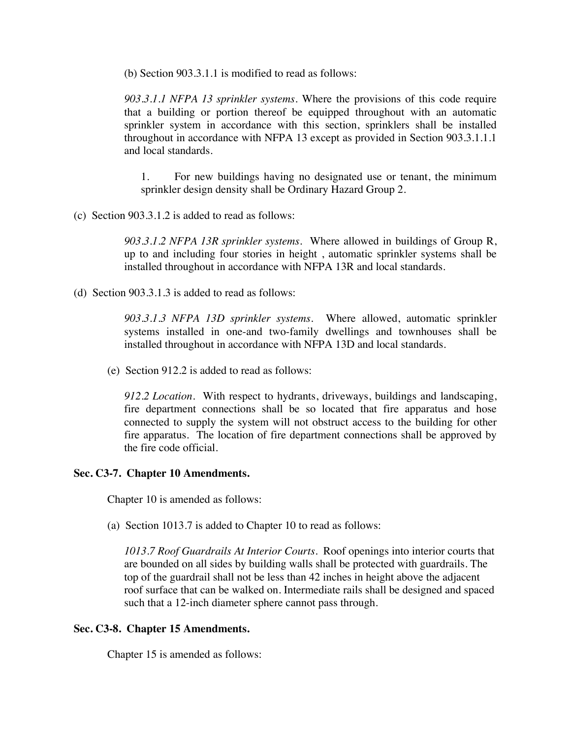(b) Section 903.3.1.1 is modified to read as follows:

*903.3.1.1 NFPA 13 sprinkler systems.* Where the provisions of this code require that a building or portion thereof be equipped throughout with an automatic sprinkler system in accordance with this section, sprinklers shall be installed throughout in accordance with NFPA 13 except as provided in Section 903.3.1.1.1 and local standards.

1. For new buildings having no designated use or tenant, the minimum sprinkler design density shall be Ordinary Hazard Group 2.

(c) Section 903.3.1.2 is added to read as follows:

*903.3.1.2 NFPA 13R sprinkler systems.* Where allowed in buildings of Group R, up to and including four stories in height , automatic sprinkler systems shall be installed throughout in accordance with NFPA 13R and local standards.

(d) Section 903.3.1.3 is added to read as follows:

*903.3.1.3 NFPA 13D sprinkler systems.* Where allowed, automatic sprinkler systems installed in one-and two-family dwellings and townhouses shall be installed throughout in accordance with NFPA 13D and local standards.

(e) Section 912.2 is added to read as follows:

*912.2 Location.* With respect to hydrants, driveways, buildings and landscaping, fire department connections shall be so located that fire apparatus and hose connected to supply the system will not obstruct access to the building for other fire apparatus. The location of fire department connections shall be approved by the fire code official.

**Sec. C3-7. Chapter 10 Amendments.**

Chapter 10 is amended as follows:

(a) Section 1013.7 is added to Chapter 10 to read as follows:

*1013.7 Roof Guardrails At Interior Courts.* Roof openings into interior courts that are bounded on all sides by building walls shall be protected with guardrails. The top of the guardrail shall not be less than 42 inches in height above the adjacent roof surface that can be walked on. Intermediate rails shall be designed and spaced such that a 12-inch diameter sphere cannot pass through.

**Sec. C3-8. Chapter 15 Amendments.**

Chapter 15 is amended as follows: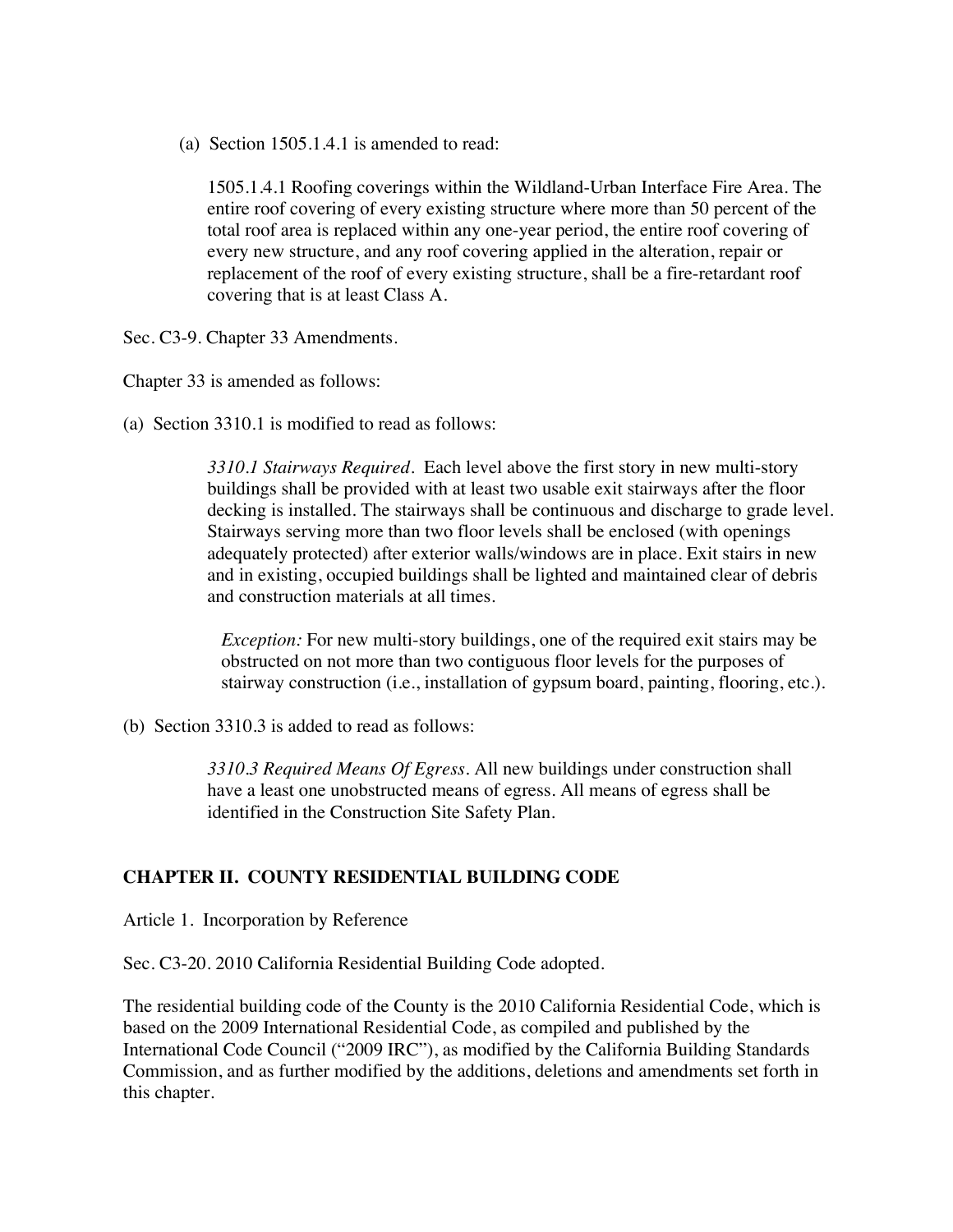(a) Section 1505.1.4.1 is amended to read:

> 1505.1.4.1 Roofing coverings within the Wildland-Urban Interface Fire Area. The entire roof covering of every existing structure where more than 50 percent of the total roof area is replaced within any one-year period, the entire roof covering of every new structure, and any roof covering applied in the alteration, repair or replacement of the roof of every existing structure, shall be a fire-retardant roof covering that is at least Class A.

Sec. C3-9. Chapter 33 Amendments.

Chapter 33 is amended as follows:

(a) Section 3310.1 is modified to read as follows:

> *3310.1 Stairways Required*. Each level above the first story in new multi-story buildings shall be provided with at least two usable exit stairways after the floor decking is installed. The stairways shall be continuous and discharge to grade level. Stairways serving more than two floor levels shall be enclosed (with openings adequately protected) after exterior walls/windows are in place. Exit stairs in new and in existing, occupied buildings shall be lighted and maintained clear of debris and construction materials at all times.
>
> *Exception:* For new multi-story buildings, one of the required exit stairs may be obstructed on not more than two contiguous floor levels for the purposes of stairway construction (i.e., installation of gypsum board, painting, flooring, etc.).

(b) Section 3310.3 is added to read as follows:

> *3310.3 Required Means Of Egress*. All new buildings under construction shall have a least one unobstructed means of egress. All means of egress shall be identified in the Construction Site Safety Plan.

## CHAPTER II. COUNTY RESIDENTIAL BUILDING CODE

Article 1. Incorporation by Reference

Sec. C3-20. 2010 California Residential Building Code adopted.

The residential building code of the County is the 2010 California Residential Code, which is based on the 2009 International Residential Code, as compiled and published by the International Code Council ("2009 IRC"), as modified by the California Building Standards Commission, and as further modified by the additions, deletions and amendments set forth in this chapter.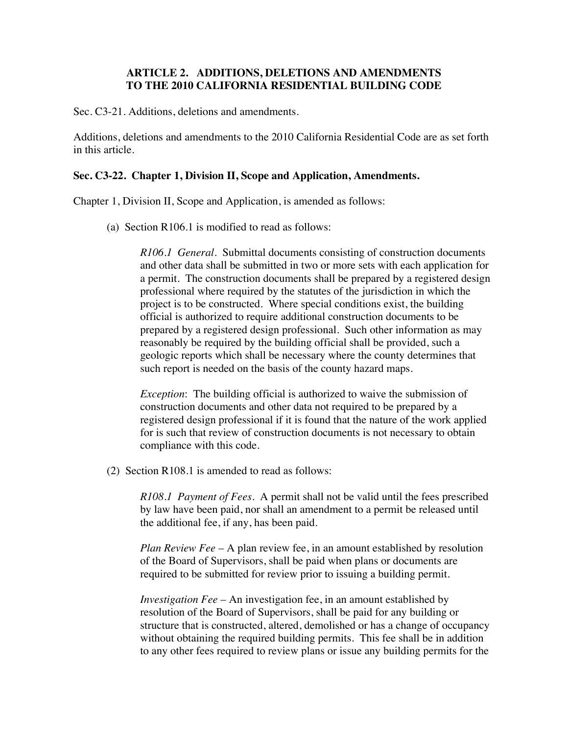### ARTICLE 2. ADDITIONS, DELETIONS AND AMENDMENTS TO THE 2010 CALIFORNIA RESIDENTIAL BUILDING CODE

Sec. C3-21. Additions, deletions and amendments.

Additions, deletions and amendments to the 2010 California Residential Code are as set forth in this article.

**Sec. C3-22. Chapter 1, Division II, Scope and Application, Amendments.**

Chapter 1, Division II, Scope and Application, is amended as follows:

(a) Section R106.1 is modified to read as follows:

> *R106.1 General*. Submittal documents consisting of construction documents and other data shall be submitted in two or more sets with each application for a permit. The construction documents shall be prepared by a registered design professional where required by the statutes of the jurisdiction in which the project is to be constructed. Where special conditions exist, the building official is authorized to require additional construction documents to be prepared by a registered design professional. Such other information as may reasonably be required by the building official shall be provided, such a geologic reports which shall be necessary where the county determines that such report is needed on the basis of the county hazard maps.
>
> *Exception*: The building official is authorized to waive the submission of construction documents and other data not required to be prepared by a registered design professional if it is found that the nature of the work applied for is such that review of construction documents is not necessary to obtain compliance with this code.

(2) Section R108.1 is amended to read as follows:

> *R108.1 Payment of Fees*. A permit shall not be valid until the fees prescribed by law have been paid, nor shall an amendment to a permit be released until the additional fee, if any, has been paid.
>
> *Plan Review Fee* – A plan review fee, in an amount established by resolution of the Board of Supervisors, shall be paid when plans or documents are required to be submitted for review prior to issuing a building permit.
>
> *Investigation Fee* – An investigation fee, in an amount established by resolution of the Board of Supervisors, shall be paid for any building or structure that is constructed, altered, demolished or has a change of occupancy without obtaining the required building permits. This fee shall be in addition to any other fees required to review plans or issue any building permits for the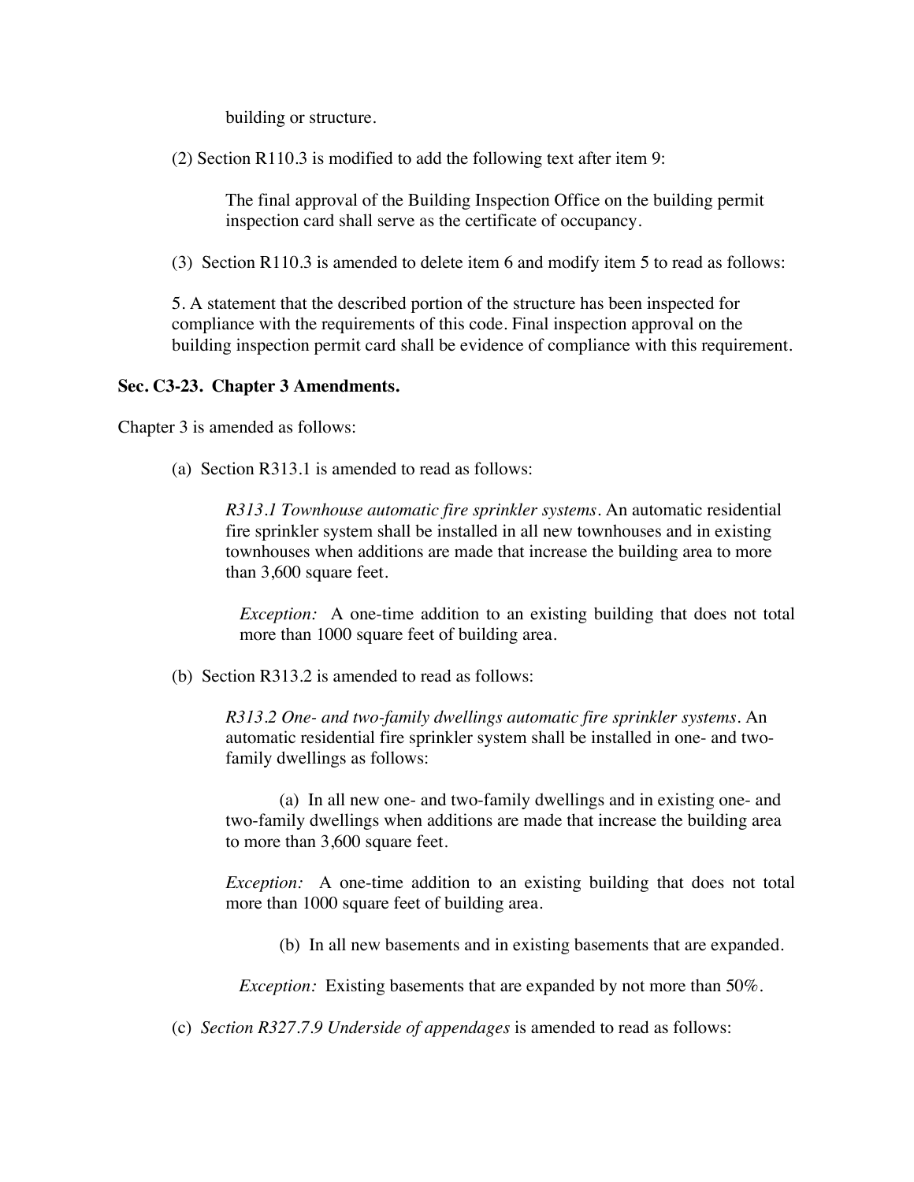building or structure.

(2) Section R110.3 is modified to add the following text after item 9:

> The final approval of the Building Inspection Office on the building permit inspection card shall serve as the certificate of occupancy.

(3) Section R110.3 is amended to delete item 6 and modify item 5 to read as follows:

5. A statement that the described portion of the structure has been inspected for compliance with the requirements of this code. Final inspection approval on the building inspection permit card shall be evidence of compliance with this requirement.

**Sec. C3-23. Chapter 3 Amendments.**

Chapter 3 is amended as follows:

(a) Section R313.1 is amended to read as follows:

> *R313.1 Townhouse automatic fire sprinkler systems*. An automatic residential fire sprinkler system shall be installed in all new townhouses and in existing townhouses when additions are made that increase the building area to more than 3,600 square feet.
>
> *Exception:* A one-time addition to an existing building that does not total more than 1000 square feet of building area.

(b) Section R313.2 is amended to read as follows:

> *R313.2 One- and two-family dwellings automatic fire sprinkler systems*. An automatic residential fire sprinkler system shall be installed in one- and two-family dwellings as follows:
>
> (a) In all new one- and two-family dwellings and in existing one- and two-family dwellings when additions are made that increase the building area to more than 3,600 square feet.
>
> *Exception:* A one-time addition to an existing building that does not total more than 1000 square feet of building area.
>
> (b) In all new basements and in existing basements that are expanded.
>
> *Exception:* Existing basements that are expanded by not more than 50%.

(c) *Section R327.7.9 Underside of appendages* is amended to read as follows: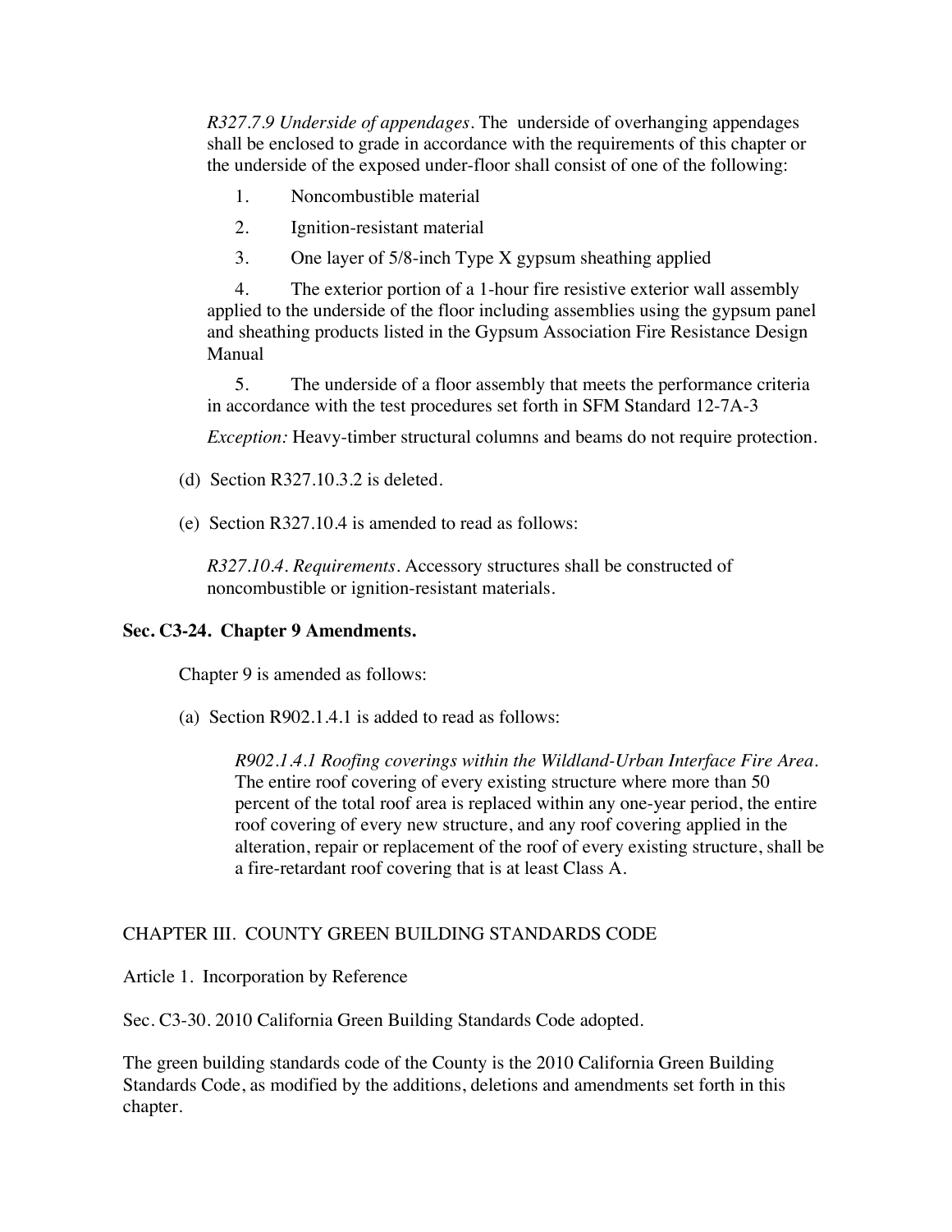*R327.7.9 Underside of appendages*. The underside of overhanging appendages shall be enclosed to grade in accordance with the requirements of this chapter or the underside of the exposed under-floor shall consist of one of the following:

1. Noncombustible material
2. Ignition-resistant material
3. One layer of 5/8-inch Type X gypsum sheathing applied
4. The exterior portion of a 1-hour fire resistive exterior wall assembly applied to the underside of the floor including assemblies using the gypsum panel and sheathing products listed in the Gypsum Association Fire Resistance Design Manual
5. The underside of a floor assembly that meets the performance criteria in accordance with the test procedures set forth in SFM Standard 12-7A-3

*Exception:* Heavy-timber structural columns and beams do not require protection.

(d) Section R327.10.3.2 is deleted.

(e) Section R327.10.4 is amended to read as follows:

*R327.10.4. Requirements*. Accessory structures shall be constructed of noncombustible or ignition-resistant materials.

**Sec. C3-24. Chapter 9 Amendments.**

Chapter 9 is amended as follows:

(a) Section R902.1.4.1 is added to read as follows:

*R902.1.4.1 Roofing coverings within the Wildland-Urban Interface Fire Area*. The entire roof covering of every existing structure where more than 50 percent of the total roof area is replaced within any one-year period, the entire roof covering of every new structure, and any roof covering applied in the alteration, repair or replacement of the roof of every existing structure, shall be a fire-retardant roof covering that is at least Class A.

CHAPTER III. COUNTY GREEN BUILDING STANDARDS CODE

Article 1. Incorporation by Reference

Sec. C3-30. 2010 California Green Building Standards Code adopted.

The green building standards code of the County is the 2010 California Green Building Standards Code, as modified by the additions, deletions and amendments set forth in this chapter.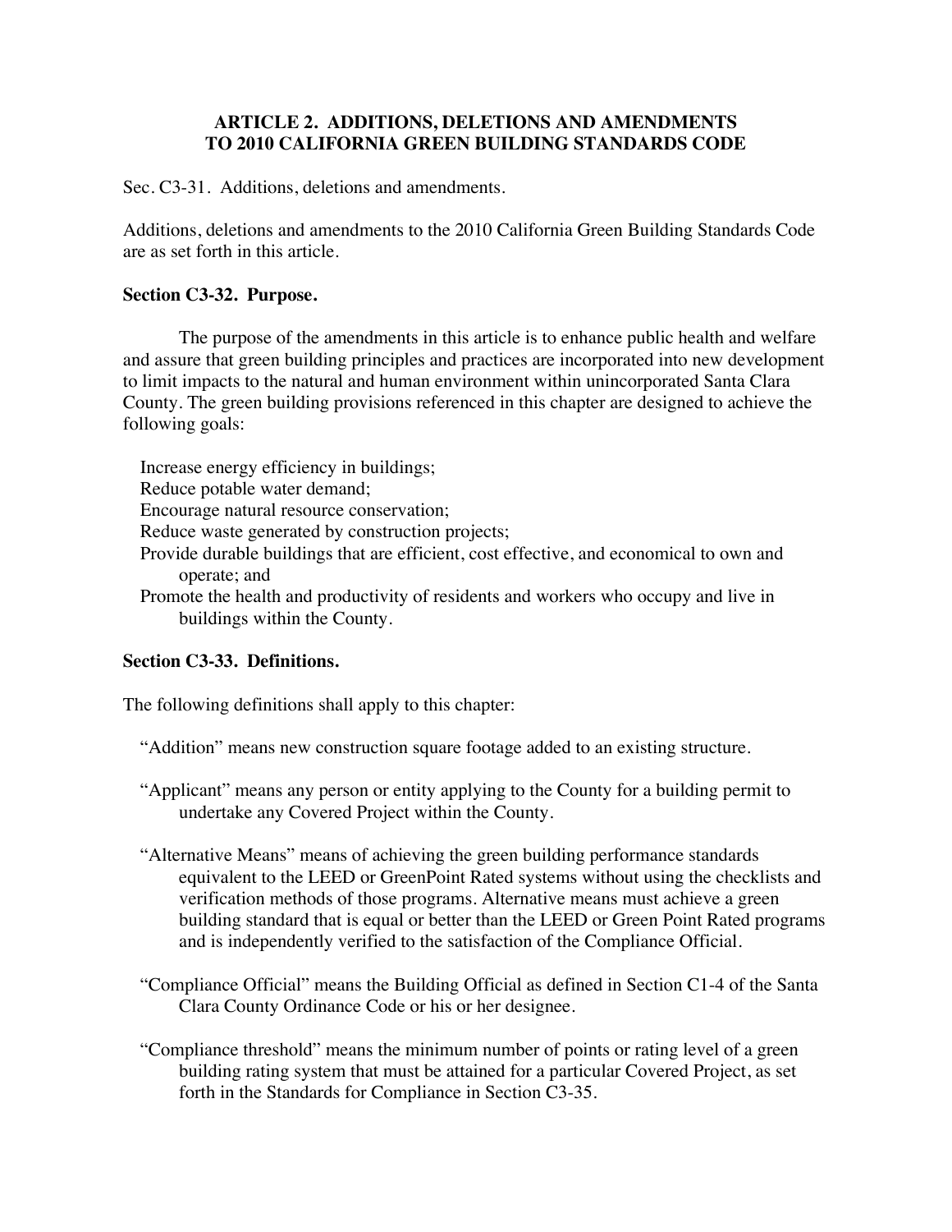## ARTICLE 2. ADDITIONS, DELETIONS AND AMENDMENTS TO 2010 CALIFORNIA GREEN BUILDING STANDARDS CODE

Sec. C3-31. Additions, deletions and amendments.

Additions, deletions and amendments to the 2010 California Green Building Standards Code are as set forth in this article.

**Section C3-32. Purpose.**

The purpose of the amendments in this article is to enhance public health and welfare and assure that green building principles and practices are incorporated into new development to limit impacts to the natural and human environment within unincorporated Santa Clara County. The green building provisions referenced in this chapter are designed to achieve the following goals:

- Increase energy efficiency in buildings;
- Reduce potable water demand;
- Encourage natural resource conservation;
- Reduce waste generated by construction projects;
- Provide durable buildings that are efficient, cost effective, and economical to own and operate; and
- Promote the health and productivity of residents and workers who occupy and live in buildings within the County.

**Section C3-33. Definitions.**

The following definitions shall apply to this chapter:

"Addition" means new construction square footage added to an existing structure.

"Applicant" means any person or entity applying to the County for a building permit to undertake any Covered Project within the County.

"Alternative Means" means of achieving the green building performance standards equivalent to the LEED or GreenPoint Rated systems without using the checklists and verification methods of those programs. Alternative means must achieve a green building standard that is equal or better than the LEED or Green Point Rated programs and is independently verified to the satisfaction of the Compliance Official.

"Compliance Official" means the Building Official as defined in Section C1-4 of the Santa Clara County Ordinance Code or his or her designee.

"Compliance threshold" means the minimum number of points or rating level of a green building rating system that must be attained for a particular Covered Project, as set forth in the Standards for Compliance in Section C3-35.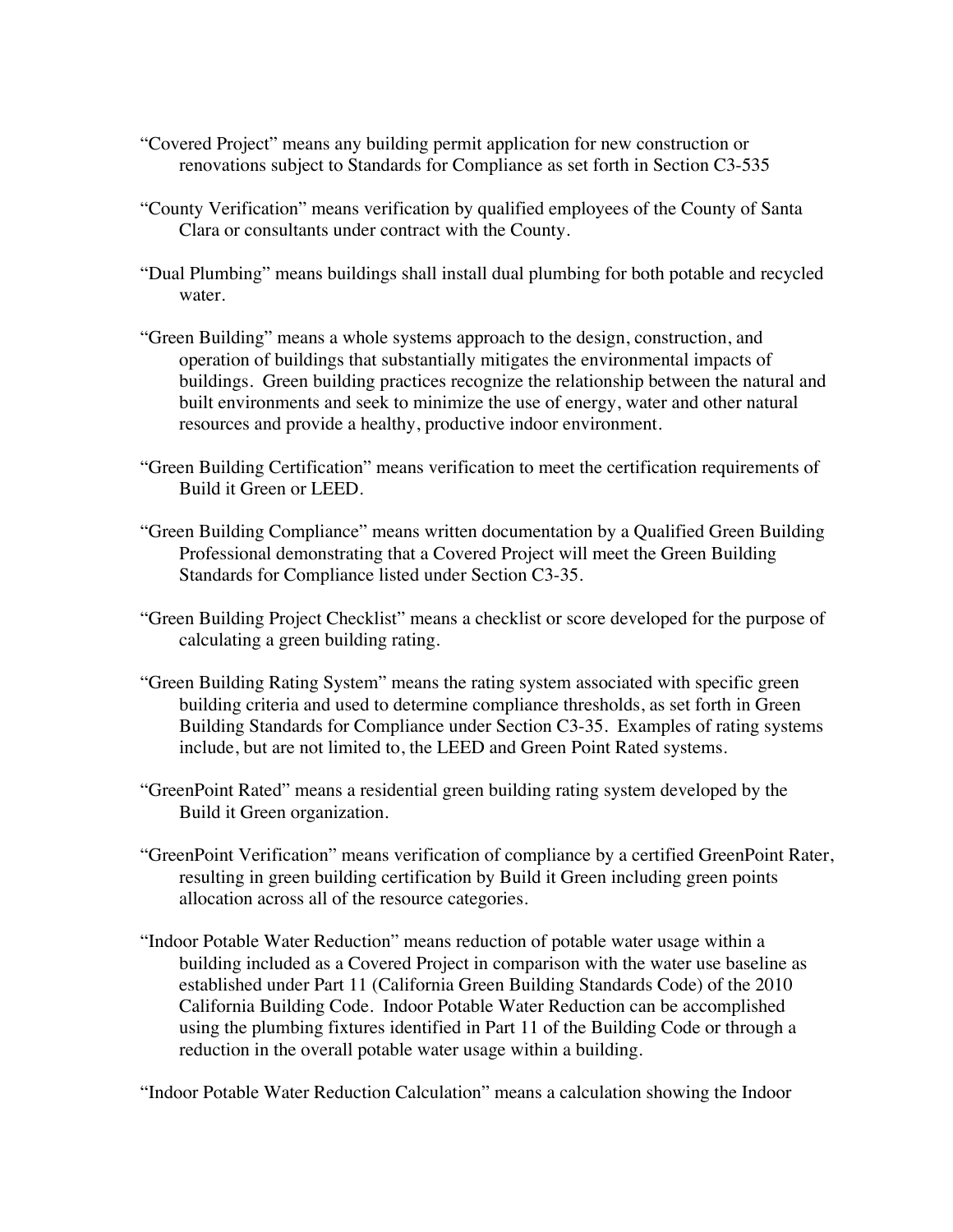"Covered Project" means any building permit application for new construction or renovations subject to Standards for Compliance as set forth in Section C3-535

"County Verification" means verification by qualified employees of the County of Santa Clara or consultants under contract with the County.

"Dual Plumbing" means buildings shall install dual plumbing for both potable and recycled water.

"Green Building" means a whole systems approach to the design, construction, and operation of buildings that substantially mitigates the environmental impacts of buildings. Green building practices recognize the relationship between the natural and built environments and seek to minimize the use of energy, water and other natural resources and provide a healthy, productive indoor environment.

"Green Building Certification" means verification to meet the certification requirements of Build it Green or LEED.

"Green Building Compliance" means written documentation by a Qualified Green Building Professional demonstrating that a Covered Project will meet the Green Building Standards for Compliance listed under Section C3-35.

"Green Building Project Checklist" means a checklist or score developed for the purpose of calculating a green building rating.

"Green Building Rating System" means the rating system associated with specific green building criteria and used to determine compliance thresholds, as set forth in Green Building Standards for Compliance under Section C3-35. Examples of rating systems include, but are not limited to, the LEED and Green Point Rated systems.

"GreenPoint Rated" means a residential green building rating system developed by the Build it Green organization.

"GreenPoint Verification" means verification of compliance by a certified GreenPoint Rater, resulting in green building certification by Build it Green including green points allocation across all of the resource categories.

"Indoor Potable Water Reduction" means reduction of potable water usage within a building included as a Covered Project in comparison with the water use baseline as established under Part 11 (California Green Building Standards Code) of the 2010 California Building Code. Indoor Potable Water Reduction can be accomplished using the plumbing fixtures identified in Part 11 of the Building Code or through a reduction in the overall potable water usage within a building.

"Indoor Potable Water Reduction Calculation" means a calculation showing the Indoor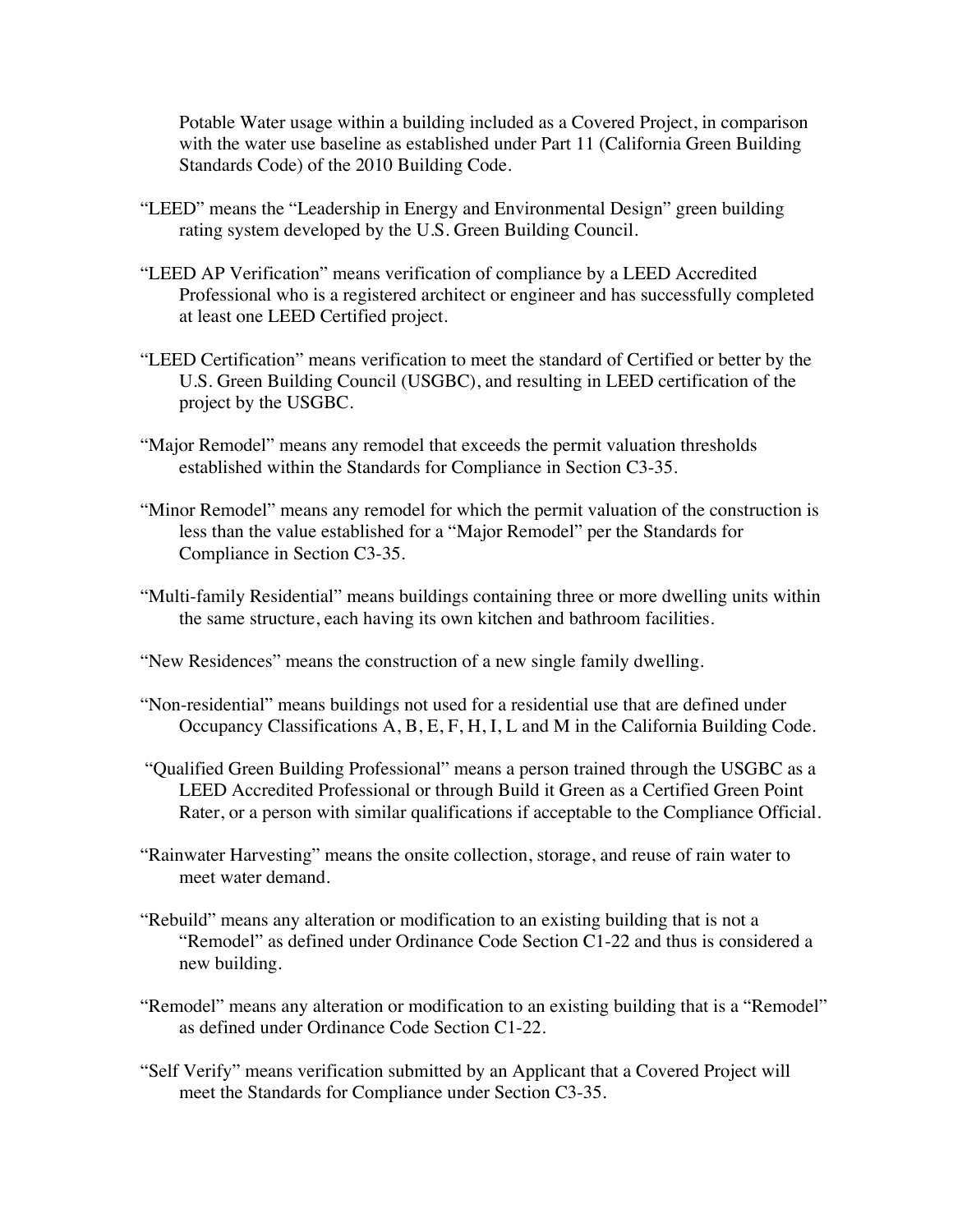Potable Water usage within a building included as a Covered Project, in comparison with the water use baseline as established under Part 11 (California Green Building Standards Code) of the 2010 Building Code.

"LEED" means the "Leadership in Energy and Environmental Design" green building rating system developed by the U.S. Green Building Council.

"LEED AP Verification" means verification of compliance by a LEED Accredited Professional who is a registered architect or engineer and has successfully completed at least one LEED Certified project.

"LEED Certification" means verification to meet the standard of Certified or better by the U.S. Green Building Council (USGBC), and resulting in LEED certification of the project by the USGBC.

"Major Remodel" means any remodel that exceeds the permit valuation thresholds established within the Standards for Compliance in Section C3-35.

"Minor Remodel" means any remodel for which the permit valuation of the construction is less than the value established for a "Major Remodel" per the Standards for Compliance in Section C3-35.

"Multi-family Residential" means buildings containing three or more dwelling units within the same structure, each having its own kitchen and bathroom facilities.

"New Residences" means the construction of a new single family dwelling.

"Non-residential" means buildings not used for a residential use that are defined under Occupancy Classifications A, B, E, F, H, I, L and M in the California Building Code.

"Qualified Green Building Professional" means a person trained through the USGBC as a LEED Accredited Professional or through Build it Green as a Certified Green Point Rater, or a person with similar qualifications if acceptable to the Compliance Official.

"Rainwater Harvesting" means the onsite collection, storage, and reuse of rain water to meet water demand.

"Rebuild" means any alteration or modification to an existing building that is not a "Remodel" as defined under Ordinance Code Section C1-22 and thus is considered a new building.

"Remodel" means any alteration or modification to an existing building that is a "Remodel" as defined under Ordinance Code Section C1-22.

"Self Verify" means verification submitted by an Applicant that a Covered Project will meet the Standards for Compliance under Section C3-35.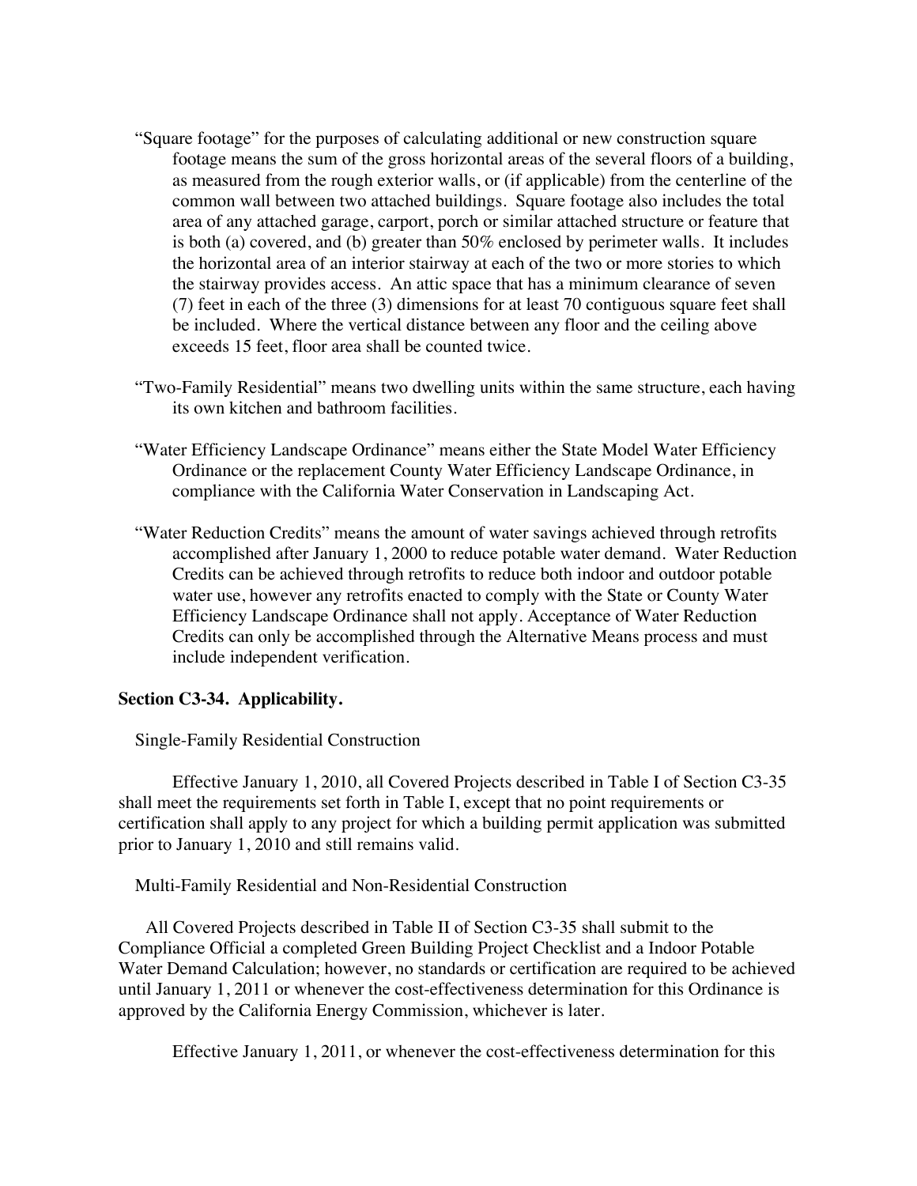"Square footage" for the purposes of calculating additional or new construction square footage means the sum of the gross horizontal areas of the several floors of a building, as measured from the rough exterior walls, or (if applicable) from the centerline of the common wall between two attached buildings. Square footage also includes the total area of any attached garage, carport, porch or similar attached structure or feature that is both (a) covered, and (b) greater than 50% enclosed by perimeter walls. It includes the horizontal area of an interior stairway at each of the two or more stories to which the stairway provides access. An attic space that has a minimum clearance of seven (7) feet in each of the three (3) dimensions for at least 70 contiguous square feet shall be included. Where the vertical distance between any floor and the ceiling above exceeds 15 feet, floor area shall be counted twice.

"Two-Family Residential" means two dwelling units within the same structure, each having its own kitchen and bathroom facilities.

"Water Efficiency Landscape Ordinance" means either the State Model Water Efficiency Ordinance or the replacement County Water Efficiency Landscape Ordinance, in compliance with the California Water Conservation in Landscaping Act.

"Water Reduction Credits" means the amount of water savings achieved through retrofits accomplished after January 1, 2000 to reduce potable water demand. Water Reduction Credits can be achieved through retrofits to reduce both indoor and outdoor potable water use, however any retrofits enacted to comply with the State or County Water Efficiency Landscape Ordinance shall not apply. Acceptance of Water Reduction Credits can only be accomplished through the Alternative Means process and must include independent verification.

**Section C3-34. Applicability.**

Single-Family Residential Construction

Effective January 1, 2010, all Covered Projects described in Table I of Section C3-35 shall meet the requirements set forth in Table I, except that no point requirements or certification shall apply to any project for which a building permit application was submitted prior to January 1, 2010 and still remains valid.

Multi-Family Residential and Non-Residential Construction

All Covered Projects described in Table II of Section C3-35 shall submit to the Compliance Official a completed Green Building Project Checklist and a Indoor Potable Water Demand Calculation; however, no standards or certification are required to be achieved until January 1, 2011 or whenever the cost-effectiveness determination for this Ordinance is approved by the California Energy Commission, whichever is later.

Effective January 1, 2011, or whenever the cost-effectiveness determination for this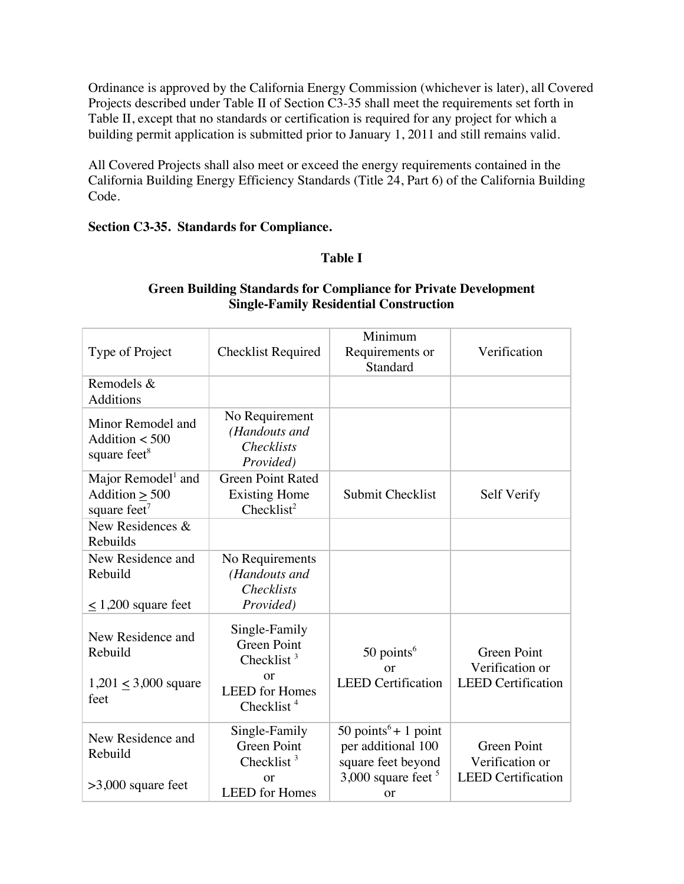Ordinance is approved by the California Energy Commission (whichever is later), all Covered Projects described under Table II of Section C3-35 shall meet the requirements set forth in Table II, except that no standards or certification is required for any project for which a building permit application is submitted prior to January 1, 2011 and still remains valid.

All Covered Projects shall also meet or exceed the energy requirements contained in the California Building Energy Efficiency Standards (Title 24, Part 6) of the California Building Code.

**Section C3-35. Standards for Compliance.**

**Table I**

**Green Building Standards for Compliance for Private Development Single-Family Residential Construction**

| Type of Project | Checklist Required | Minimum Requirements or Standard | Verification |
|---|---|---|---|
| Remodels & Additions | | | |
| Minor Remodel and Addition < 500 square feet[8] | No Requirement *(Handouts and Checklists Provided)* | | |
| Major Remodel[1] and Addition ≥ 500 square feet[7] | Green Point Rated Existing Home Checklist[2] | Submit Checklist | Self Verify |
| New Residences & Rebuilds | | | |
| New Residence and Rebuild ≤ 1,200 square feet | No Requirements *(Handouts and Checklists Provided)* | | |
| New Residence and Rebuild 1,201 ≤ 3,000 square feet | Single-Family Green Point Checklist [3] or LEED for Homes Checklist [4] | 50 points[6] or LEED Certification | Green Point Verification or LEED Certification |
| New Residence and Rebuild >3,000 square feet | Single-Family Green Point Checklist [3] or LEED for Homes | 50 points[6] + 1 point per additional 100 square feet beyond 3,000 square feet [5] or | Green Point Verification or LEED Certification |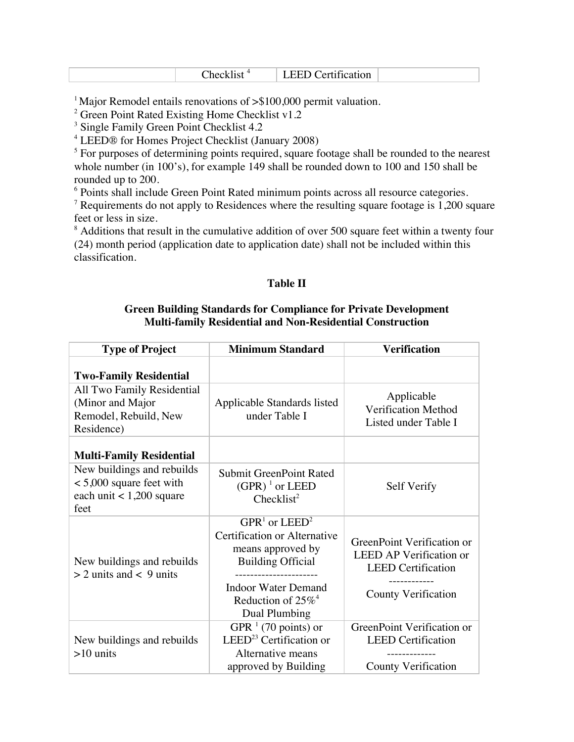| | Checklist [4] | LEED Certification | |
|---|---|---|---|

[1] Major Remodel entails renovations of >$100,000 permit valuation.
[2] Green Point Rated Existing Home Checklist v1.2
[3] Single Family Green Point Checklist 4.2
[4] LEED® for Homes Project Checklist (January 2008)
[5] For purposes of determining points required, square footage shall be rounded to the nearest whole number (in 100's), for example 149 shall be rounded down to 100 and 150 shall be rounded up to 200.
[6] Points shall include Green Point Rated minimum points across all resource categories.
[7] Requirements do not apply to Residences where the resulting square footage is 1,200 square feet or less in size.
[8] Additions that result in the cumulative addition of over 500 square feet within a twenty four (24) month period (application date to application date) shall not be included within this classification.

## Table II

### Green Building Standards for Compliance for Private Development Multi-family Residential and Non-Residential Construction

| Type of Project | Minimum Standard | Verification |
|---|---|---|
| **Two-Family Residential** | | |
| All Two Family Residential (Minor and Major Remodel, Rebuild, New Residence) | Applicable Standards listed under Table I | Applicable Verification Method Listed under Table I |
| **Multi-Family Residential** | | |
| New buildings and rebuilds < 5,000 square feet with each unit < 1,200 square feet | Submit GreenPoint Rated (GPR) [1] or LEED Checklist[2] | Self Verify |
| New buildings and rebuilds > 2 units and < 9 units | GPR[1] or LEED[2] Certification or Alternative means approved by Building Official<br>---------------------<br>Indoor Water Demand Reduction of 25%[4] Dual Plumbing | GreenPoint Verification or LEED AP Verification or LEED Certification<br>------------<br>County Verification |
| New buildings and rebuilds >10 units | GPR [1] (70 points) or LEED[23] Certification or Alternative means approved by Building | GreenPoint Verification or LEED Certification<br>-------------<br>County Verification |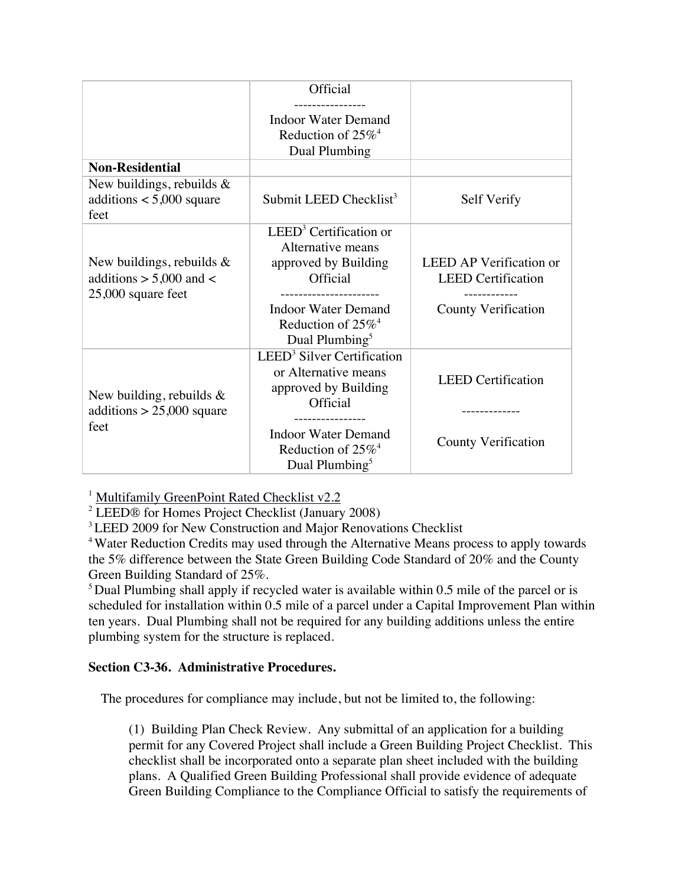| | | |
|---|---|---|
| | Official<br>----------------<br>Indoor Water Demand Reduction of 25%[4]<br>Dual Plumbing | |
| **Non-Residential** | | |
| New buildings, rebuilds & additions < 5,000 square feet | Submit LEED Checklist[3] | Self Verify |
| New buildings, rebuilds & additions > 5,000 and < 25,000 square feet | LEED[3] Certification or Alternative means approved by Building Official<br>----------------------<br>Indoor Water Demand Reduction of 25%[4]<br>Dual Plumbing[5] | LEED AP Verification or LEED Certification<br>------------<br>County Verification |
| New building, rebuilds & additions > 25,000 square feet | LEED[3] Silver Certification or Alternative means approved by Building Official<br>----------------<br>Indoor Water Demand Reduction of 25%[4]<br>Dual Plumbing[5] | LEED Certification<br>-------------<br>County Verification |

[1] Multifamily GreenPoint Rated Checklist v2.2
[2] LEED® for Homes Project Checklist (January 2008)
[3] LEED 2009 for New Construction and Major Renovations Checklist
[4] Water Reduction Credits may used through the Alternative Means process to apply towards the 5% difference between the State Green Building Code Standard of 20% and the County Green Building Standard of 25%.
[5] Dual Plumbing shall apply if recycled water is available within 0.5 mile of the parcel or is scheduled for installation within 0.5 mile of a parcel under a Capital Improvement Plan within ten years. Dual Plumbing shall not be required for any building additions unless the entire plumbing system for the structure is replaced.

**Section C3-36. Administrative Procedures.**

The procedures for compliance may include, but not be limited to, the following:

(1) Building Plan Check Review. Any submittal of an application for a building permit for any Covered Project shall include a Green Building Project Checklist. This checklist shall be incorporated onto a separate plan sheet included with the building plans. A Qualified Green Building Professional shall provide evidence of adequate Green Building Compliance to the Compliance Official to satisfy the requirements of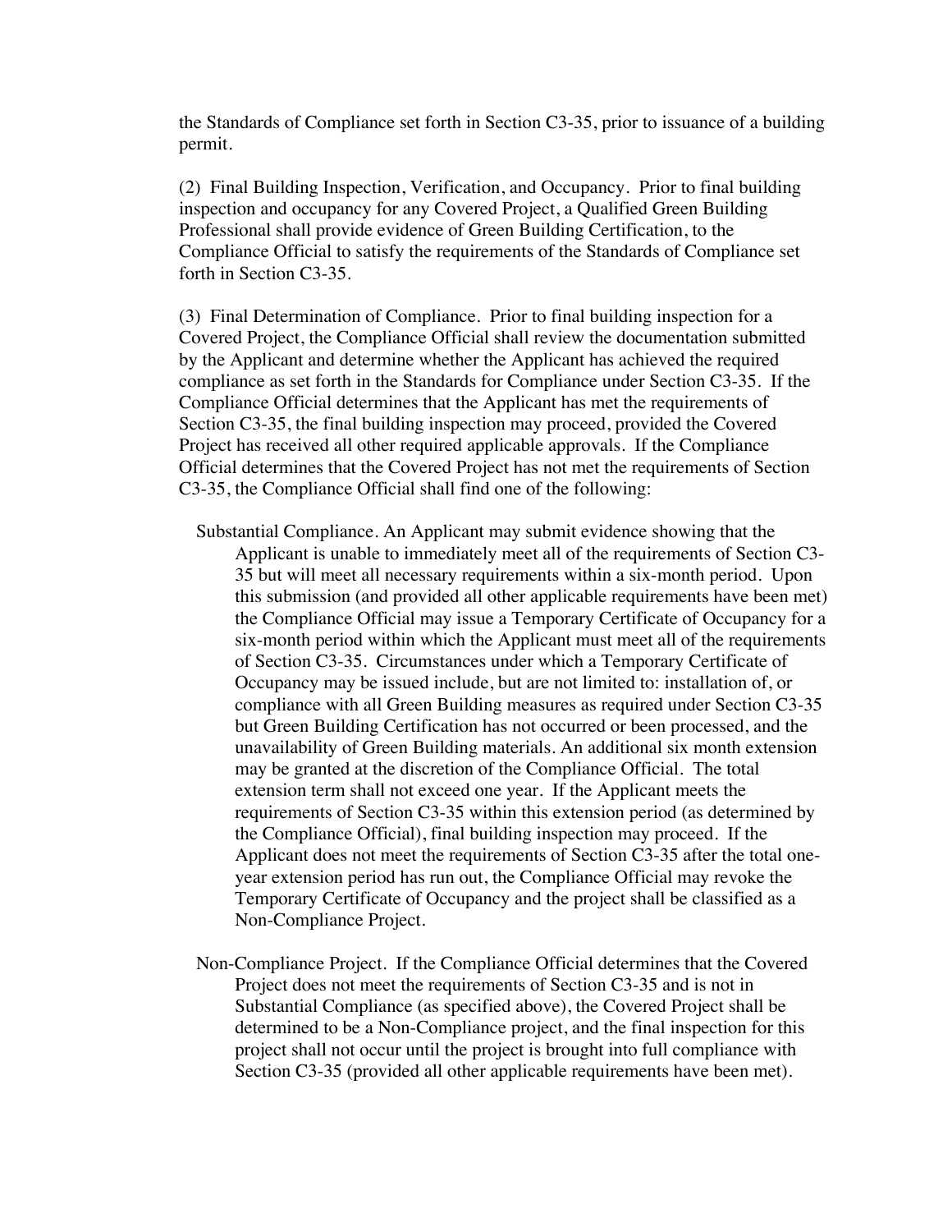the Standards of Compliance set forth in Section C3-35, prior to issuance of a building permit.

(2) Final Building Inspection, Verification, and Occupancy. Prior to final building inspection and occupancy for any Covered Project, a Qualified Green Building Professional shall provide evidence of Green Building Certification, to the Compliance Official to satisfy the requirements of the Standards of Compliance set forth in Section C3-35.

(3) Final Determination of Compliance. Prior to final building inspection for a Covered Project, the Compliance Official shall review the documentation submitted by the Applicant and determine whether the Applicant has achieved the required compliance as set forth in the Standards for Compliance under Section C3-35. If the Compliance Official determines that the Applicant has met the requirements of Section C3-35, the final building inspection may proceed, provided the Covered Project has received all other required applicable approvals. If the Compliance Official determines that the Covered Project has not met the requirements of Section C3-35, the Compliance Official shall find one of the following:

Substantial Compliance. An Applicant may submit evidence showing that the Applicant is unable to immediately meet all of the requirements of Section C3-35 but will meet all necessary requirements within a six-month period. Upon this submission (and provided all other applicable requirements have been met) the Compliance Official may issue a Temporary Certificate of Occupancy for a six-month period within which the Applicant must meet all of the requirements of Section C3-35. Circumstances under which a Temporary Certificate of Occupancy may be issued include, but are not limited to: installation of, or compliance with all Green Building measures as required under Section C3-35 but Green Building Certification has not occurred or been processed, and the unavailability of Green Building materials. An additional six month extension may be granted at the discretion of the Compliance Official. The total extension term shall not exceed one year. If the Applicant meets the requirements of Section C3-35 within this extension period (as determined by the Compliance Official), final building inspection may proceed. If the Applicant does not meet the requirements of Section C3-35 after the total one-year extension period has run out, the Compliance Official may revoke the Temporary Certificate of Occupancy and the project shall be classified as a Non-Compliance Project.

Non-Compliance Project. If the Compliance Official determines that the Covered Project does not meet the requirements of Section C3-35 and is not in Substantial Compliance (as specified above), the Covered Project shall be determined to be a Non-Compliance project, and the final inspection for this project shall not occur until the project is brought into full compliance with Section C3-35 (provided all other applicable requirements have been met).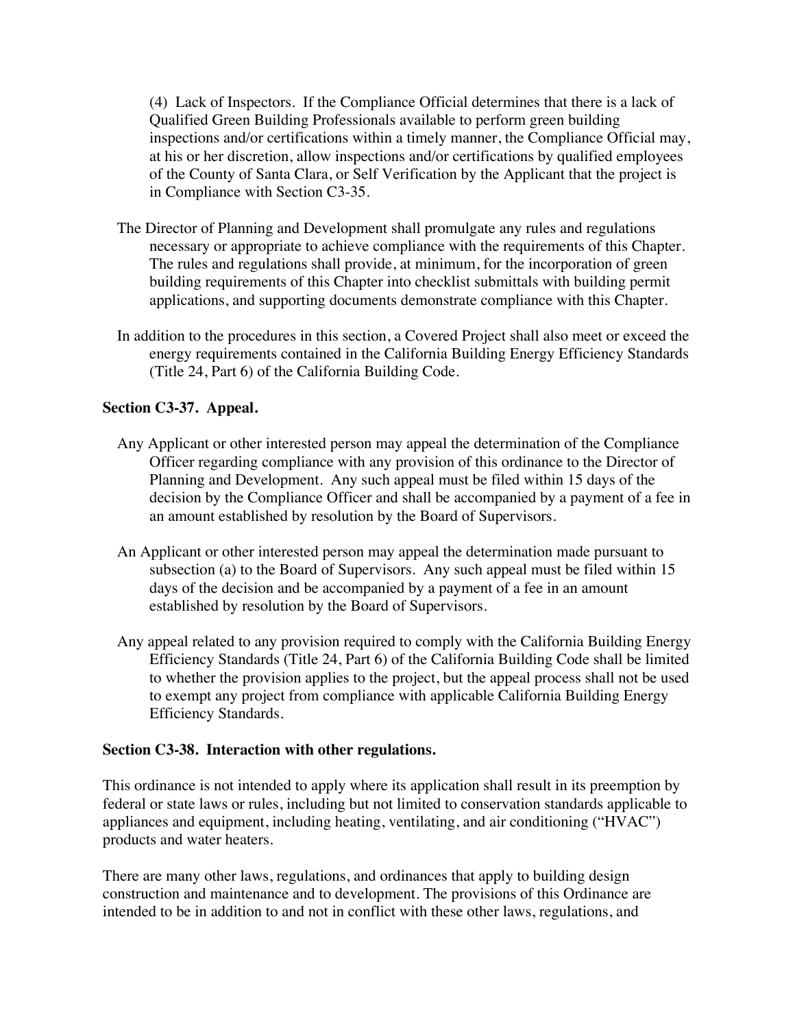(4) Lack of Inspectors. If the Compliance Official determines that there is a lack of Qualified Green Building Professionals available to perform green building inspections and/or certifications within a timely manner, the Compliance Official may, at his or her discretion, allow inspections and/or certifications by qualified employees of the County of Santa Clara, or Self Verification by the Applicant that the project is in Compliance with Section C3-35.

The Director of Planning and Development shall promulgate any rules and regulations necessary or appropriate to achieve compliance with the requirements of this Chapter. The rules and regulations shall provide, at minimum, for the incorporation of green building requirements of this Chapter into checklist submittals with building permit applications, and supporting documents demonstrate compliance with this Chapter.

In addition to the procedures in this section, a Covered Project shall also meet or exceed the energy requirements contained in the California Building Energy Efficiency Standards (Title 24, Part 6) of the California Building Code.

**Section C3-37. Appeal.**

Any Applicant or other interested person may appeal the determination of the Compliance Officer regarding compliance with any provision of this ordinance to the Director of Planning and Development. Any such appeal must be filed within 15 days of the decision by the Compliance Officer and shall be accompanied by a payment of a fee in an amount established by resolution by the Board of Supervisors.

An Applicant or other interested person may appeal the determination made pursuant to subsection (a) to the Board of Supervisors. Any such appeal must be filed within 15 days of the decision and be accompanied by a payment of a fee in an amount established by resolution by the Board of Supervisors.

Any appeal related to any provision required to comply with the California Building Energy Efficiency Standards (Title 24, Part 6) of the California Building Code shall be limited to whether the provision applies to the project, but the appeal process shall not be used to exempt any project from compliance with applicable California Building Energy Efficiency Standards.

**Section C3-38. Interaction with other regulations.**

This ordinance is not intended to apply where its application shall result in its preemption by federal or state laws or rules, including but not limited to conservation standards applicable to appliances and equipment, including heating, ventilating, and air conditioning ("HVAC") products and water heaters.

There are many other laws, regulations, and ordinances that apply to building design construction and maintenance and to development. The provisions of this Ordinance are intended to be in addition to and not in conflict with these other laws, regulations, and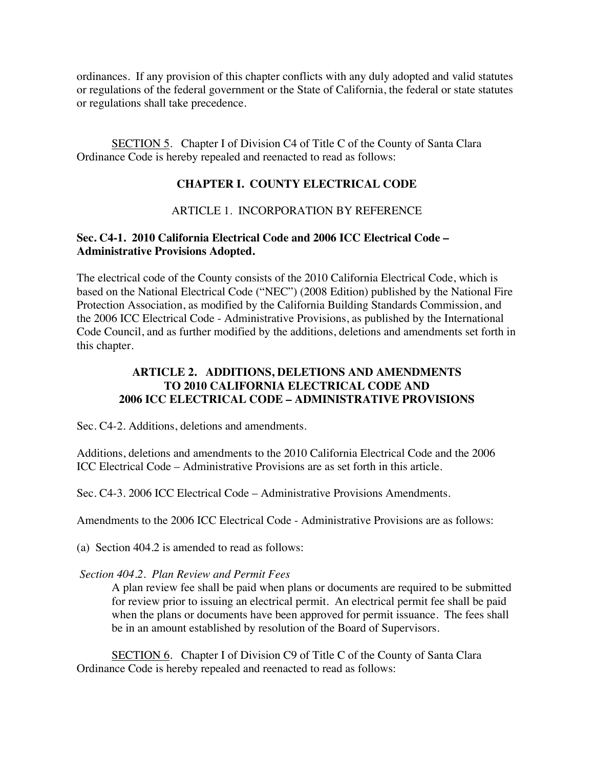ordinances. If any provision of this chapter conflicts with any duly adopted and valid statutes or regulations of the federal government or the State of California, the federal or state statutes or regulations shall take precedence.

<u>SECTION 5</u>. Chapter I of Division C4 of Title C of the County of Santa Clara Ordinance Code is hereby repealed and reenacted to read as follows:

## CHAPTER I. COUNTY ELECTRICAL CODE

### ARTICLE 1. INCORPORATION BY REFERENCE

**Sec. C4-1. 2010 California Electrical Code and 2006 ICC Electrical Code – Administrative Provisions Adopted.**

The electrical code of the County consists of the 2010 California Electrical Code, which is based on the National Electrical Code ("NEC") (2008 Edition) published by the National Fire Protection Association, as modified by the California Building Standards Commission, and the 2006 ICC Electrical Code - Administrative Provisions, as published by the International Code Council, and as further modified by the additions, deletions and amendments set forth in this chapter.

### ARTICLE 2. ADDITIONS, DELETIONS AND AMENDMENTS TO 2010 CALIFORNIA ELECTRICAL CODE AND 2006 ICC ELECTRICAL CODE – ADMINISTRATIVE PROVISIONS

Sec. C4-2. Additions, deletions and amendments.

Additions, deletions and amendments to the 2010 California Electrical Code and the 2006 ICC Electrical Code – Administrative Provisions are as set forth in this article.

Sec. C4-3. 2006 ICC Electrical Code – Administrative Provisions Amendments.

Amendments to the 2006 ICC Electrical Code - Administrative Provisions are as follows:

(a) Section 404.2 is amended to read as follows:

*Section 404.2. Plan Review and Permit Fees*

A plan review fee shall be paid when plans or documents are required to be submitted for review prior to issuing an electrical permit. An electrical permit fee shall be paid when the plans or documents have been approved for permit issuance. The fees shall be in an amount established by resolution of the Board of Supervisors.

<u>SECTION 6</u>. Chapter I of Division C9 of Title C of the County of Santa Clara Ordinance Code is hereby repealed and reenacted to read as follows: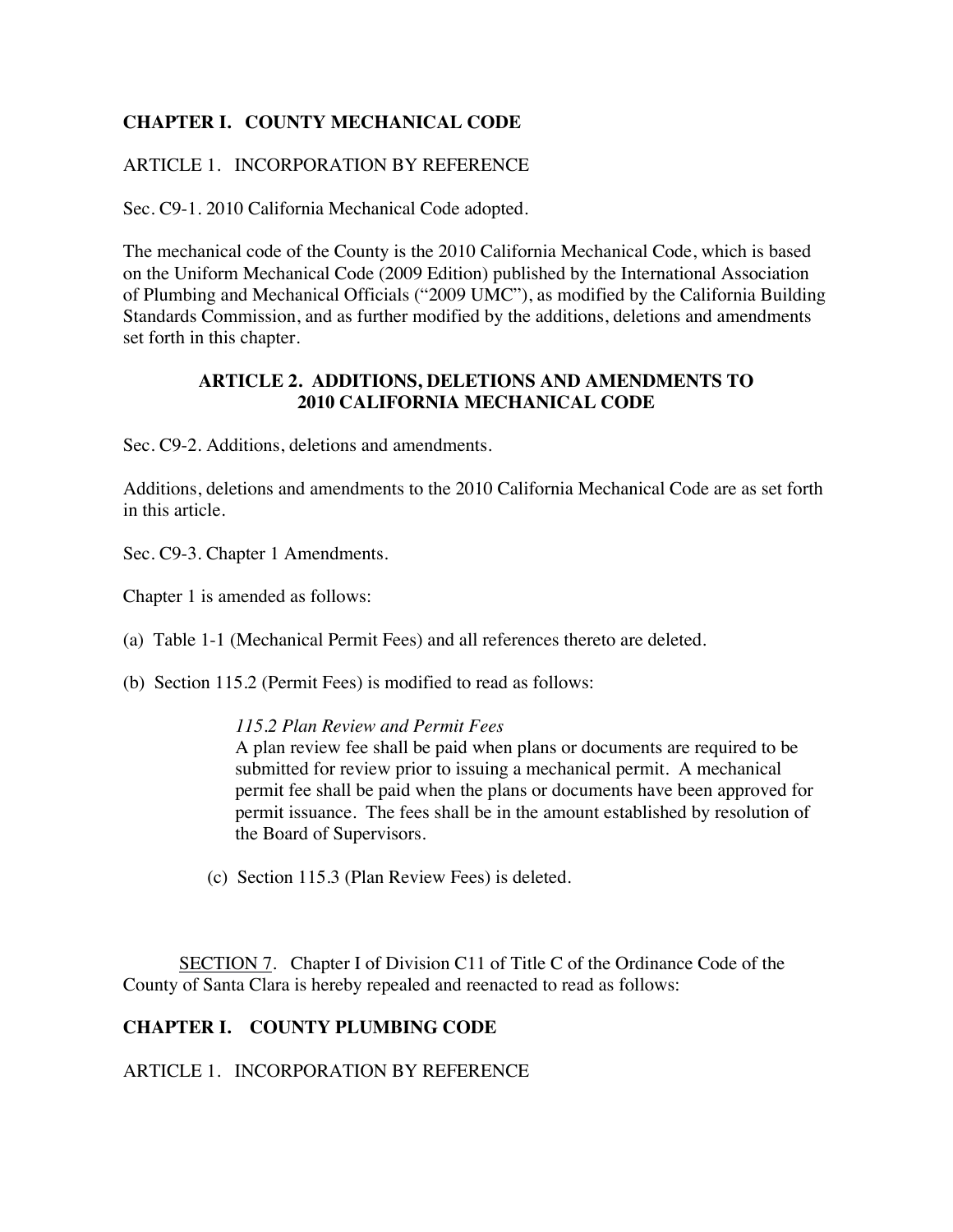**CHAPTER I. COUNTY MECHANICAL CODE**

ARTICLE 1. INCORPORATION BY REFERENCE

Sec. C9-1. 2010 California Mechanical Code adopted.

The mechanical code of the County is the 2010 California Mechanical Code, which is based on the Uniform Mechanical Code (2009 Edition) published by the International Association of Plumbing and Mechanical Officials ("2009 UMC"), as modified by the California Building Standards Commission, and as further modified by the additions, deletions and amendments set forth in this chapter.

**ARTICLE 2. ADDITIONS, DELETIONS AND AMENDMENTS TO 2010 CALIFORNIA MECHANICAL CODE**

Sec. C9-2. Additions, deletions and amendments.

Additions, deletions and amendments to the 2010 California Mechanical Code are as set forth in this article.

Sec. C9-3. Chapter 1 Amendments.

Chapter 1 is amended as follows:

(a) Table 1-1 (Mechanical Permit Fees) and all references thereto are deleted.

(b) Section 115.2 (Permit Fees) is modified to read as follows:

> *115.2 Plan Review and Permit Fees*
> A plan review fee shall be paid when plans or documents are required to be submitted for review prior to issuing a mechanical permit. A mechanical permit fee shall be paid when the plans or documents have been approved for permit issuance. The fees shall be in the amount established by resolution of the Board of Supervisors.

(c) Section 115.3 (Plan Review Fees) is deleted.

SECTION 7. Chapter I of Division C11 of Title C of the Ordinance Code of the County of Santa Clara is hereby repealed and reenacted to read as follows:

**CHAPTER I. COUNTY PLUMBING CODE**

ARTICLE 1. INCORPORATION BY REFERENCE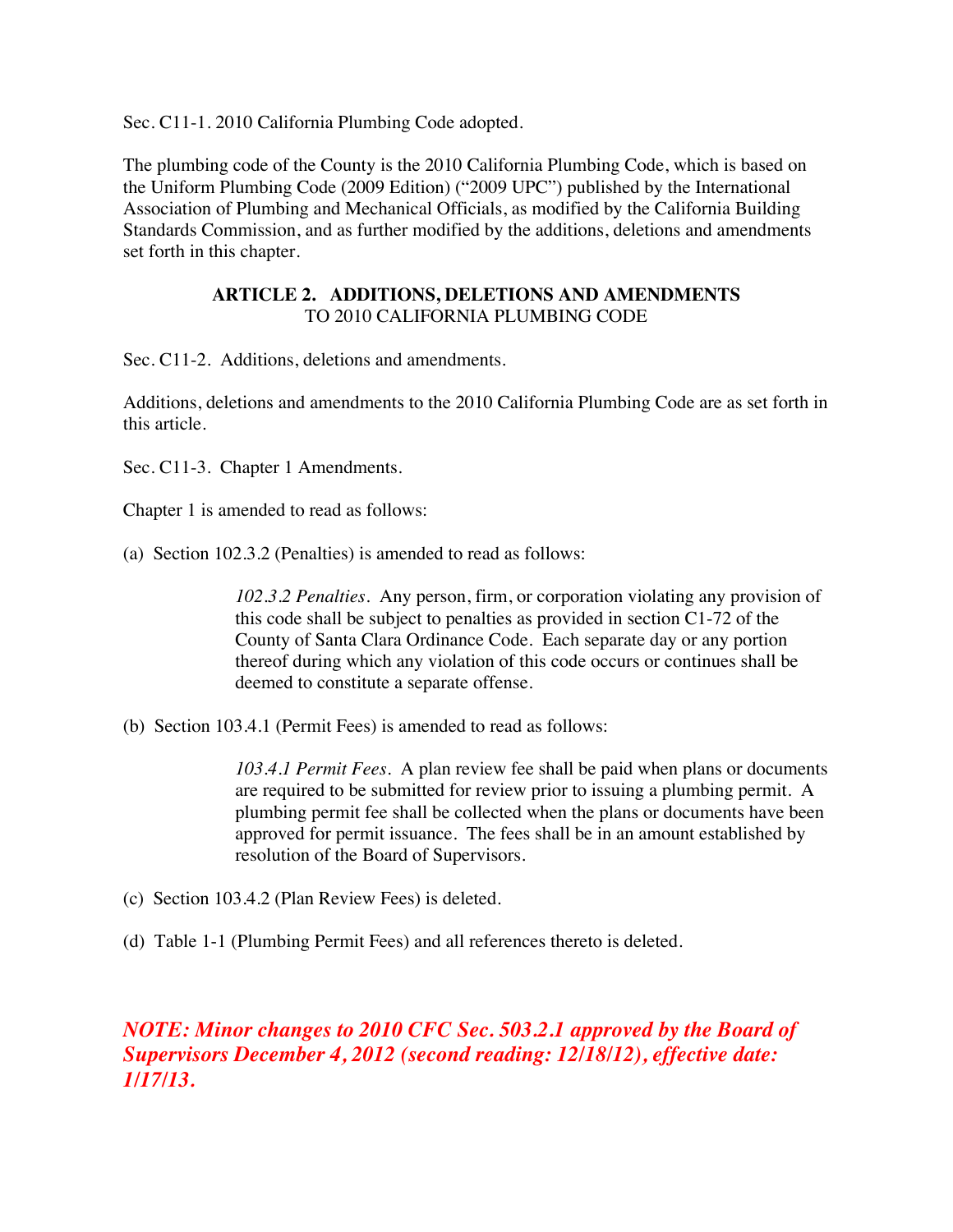Sec. C11-1. 2010 California Plumbing Code adopted.

The plumbing code of the County is the 2010 California Plumbing Code, which is based on the Uniform Plumbing Code (2009 Edition) ("2009 UPC") published by the International Association of Plumbing and Mechanical Officials, as modified by the California Building Standards Commission, and as further modified by the additions, deletions and amendments set forth in this chapter.

## ARTICLE 2. ADDITIONS, DELETIONS AND AMENDMENTS TO 2010 CALIFORNIA PLUMBING CODE

Sec. C11-2. Additions, deletions and amendments.

Additions, deletions and amendments to the 2010 California Plumbing Code are as set forth in this article.

Sec. C11-3. Chapter 1 Amendments.

Chapter 1 is amended to read as follows:

(a) Section 102.3.2 (Penalties) is amended to read as follows:

> *102.3.2 Penalties*. Any person, firm, or corporation violating any provision of this code shall be subject to penalties as provided in section C1-72 of the County of Santa Clara Ordinance Code. Each separate day or any portion thereof during which any violation of this code occurs or continues shall be deemed to constitute a separate offense.

(b) Section 103.4.1 (Permit Fees) is amended to read as follows:

> *103.4.1 Permit Fees*. A plan review fee shall be paid when plans or documents are required to be submitted for review prior to issuing a plumbing permit. A plumbing permit fee shall be collected when the plans or documents have been approved for permit issuance. The fees shall be in an amount established by resolution of the Board of Supervisors.

(c) Section 103.4.2 (Plan Review Fees) is deleted.

(d) Table 1-1 (Plumbing Permit Fees) and all references thereto is deleted.

***NOTE: Minor changes to 2010 CFC Sec. 503.2.1 approved by the Board of Supervisors December 4, 2012 (second reading: 12/18/12), effective date: 1/17/13.***